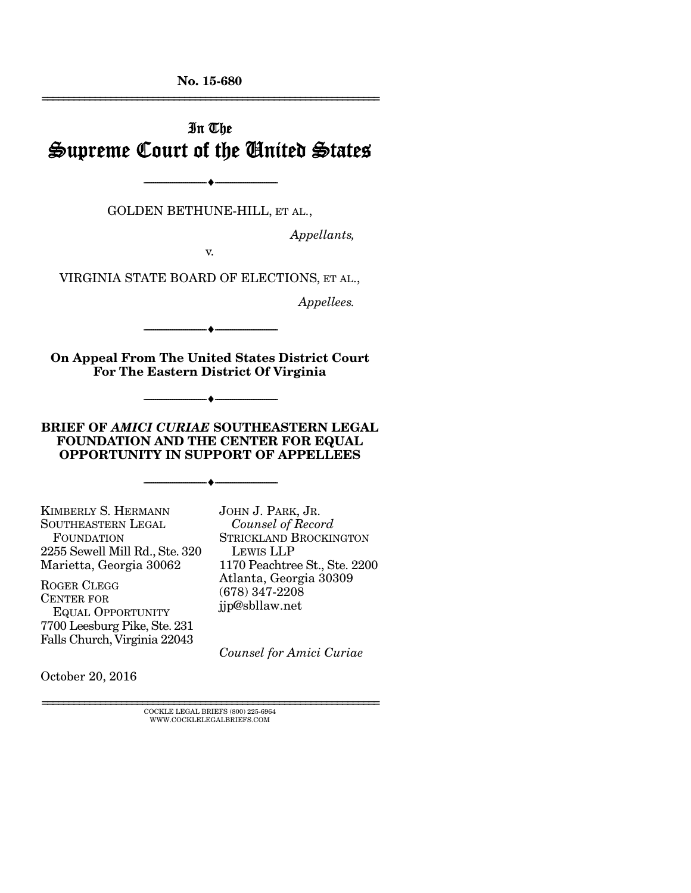No. 15-680

# In The Supreme Court of the United States

◆

GOLDEN BETHUNE-HILL, ET AL.,

*Appellants,*

v.

VIRGINIA STATE BOARD OF ELECTIONS, ET AL.,

*Appellees.*

◆

**On Appeal From The United States District Court For The Eastern District Of Virginia**

◆

**BRIEF OF *AMICI CURIAE* SOUTHEASTERN LEGAL FOUNDATION AND THE CENTER FOR EQUAL OPPORTUNITY IN SUPPORT OF APPELLEES**

◆

KIMBERLY S. HERMANN
SOUTHEASTERN LEGAL FOUNDATION
2255 Sewell Mill Rd., Ste. 320
Marietta, Georgia 30062

ROGER CLEGG
CENTER FOR EQUAL OPPORTUNITY
7700 Leesburg Pike, Ste. 231
Falls Church, Virginia 22043

JOHN J. PARK, JR.
*Counsel of Record*
STRICKLAND BROCKINGTON LEWIS LLP
1170 Peachtree St., Ste. 2200
Atlanta, Georgia 30309
(678) 347-2208
jjp@sbllaw.net

*Counsel for Amici Curiae*

October 20, 2016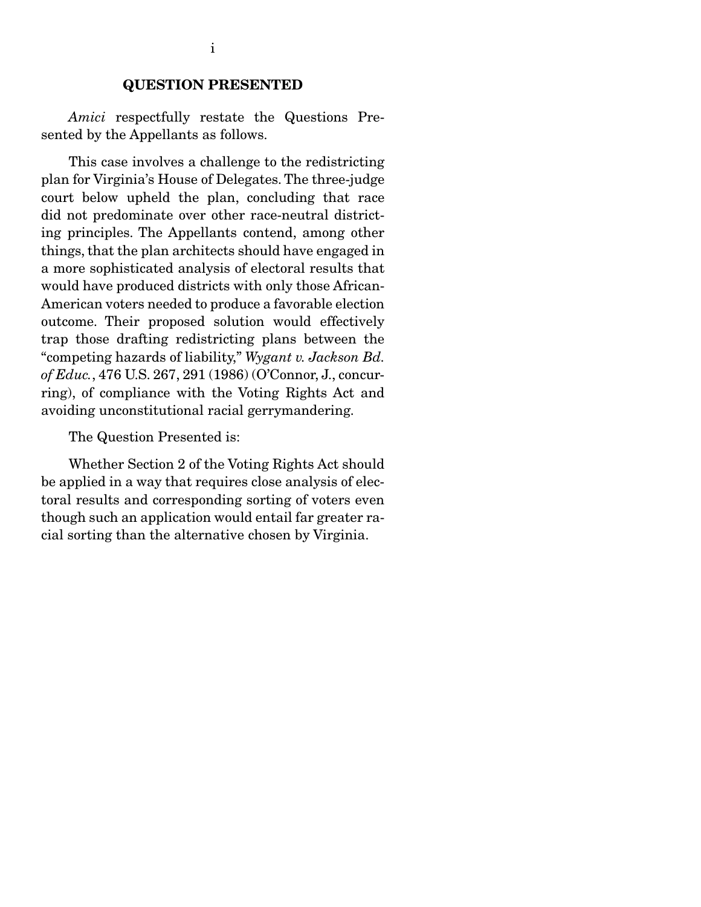## QUESTION PRESENTED

*Amici* respectfully restate the Questions Presented by the Appellants as follows.

This case involves a challenge to the redistricting plan for Virginia's House of Delegates. The three-judge court below upheld the plan, concluding that race did not predominate over other race-neutral districting principles. The Appellants contend, among other things, that the plan architects should have engaged in a more sophisticated analysis of electoral results that would have produced districts with only those African-American voters needed to produce a favorable election outcome. Their proposed solution would effectively trap those drafting redistricting plans between the "competing hazards of liability," *Wygant v. Jackson Bd. of Educ.*, 476 U.S. 267, 291 (1986) (O'Connor, J., concurring), of compliance with the Voting Rights Act and avoiding unconstitutional racial gerrymandering.

The Question Presented is:

Whether Section 2 of the Voting Rights Act should be applied in a way that requires close analysis of electoral results and corresponding sorting of voters even though such an application would entail far greater racial sorting than the alternative chosen by Virginia.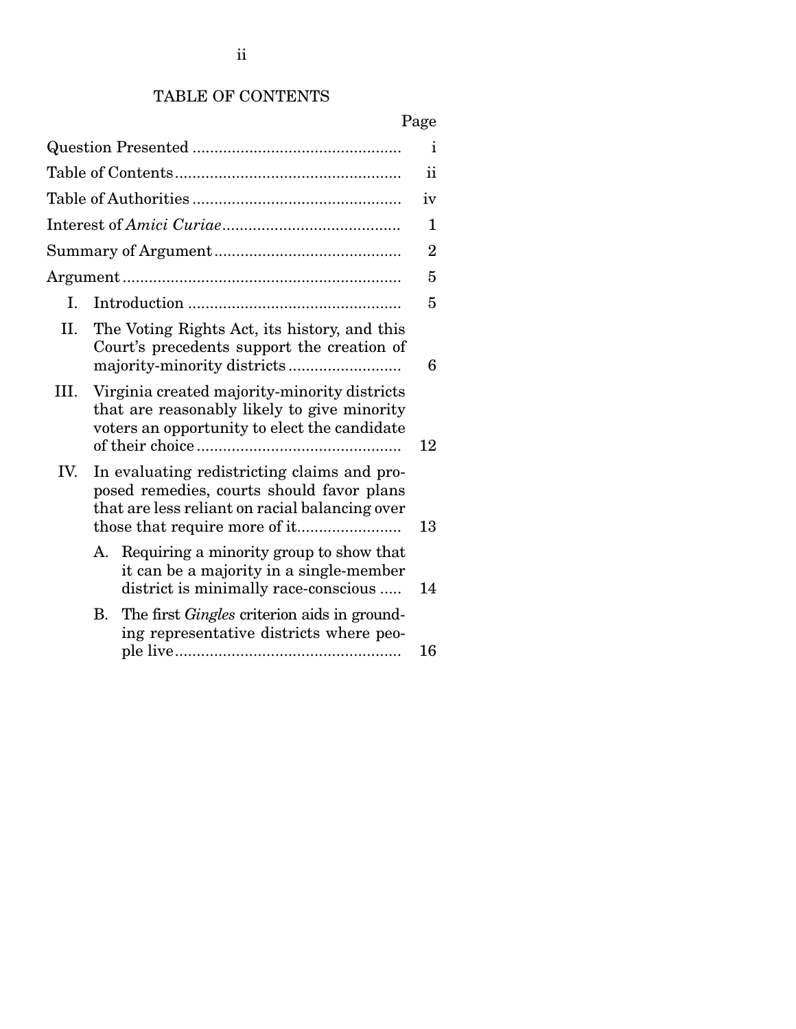## TABLE OF CONTENTS

| | Page |
|---|---|
| Question Presented | i |
| Table of Contents | ii |
| Table of Authorities | iv |
| Interest of *Amici Curiae* | 1 |
| Summary of Argument | 2 |
| Argument | 5 |
| I. Introduction | 5 |
| II. The Voting Rights Act, its history, and this Court's precedents support the creation of majority-minority districts | 6 |
| III. Virginia created majority-minority districts that are reasonably likely to give minority voters an opportunity to elect the candidate of their choice | 12 |
| IV. In evaluating redistricting claims and proposed remedies, courts should favor plans that are less reliant on racial balancing over those that require more of it | 13 |
| A. Requiring a minority group to show that it can be a majority in a single-member district is minimally race-conscious | 14 |
| B. The first *Gingles* criterion aids in grounding representative districts where people live | 16 |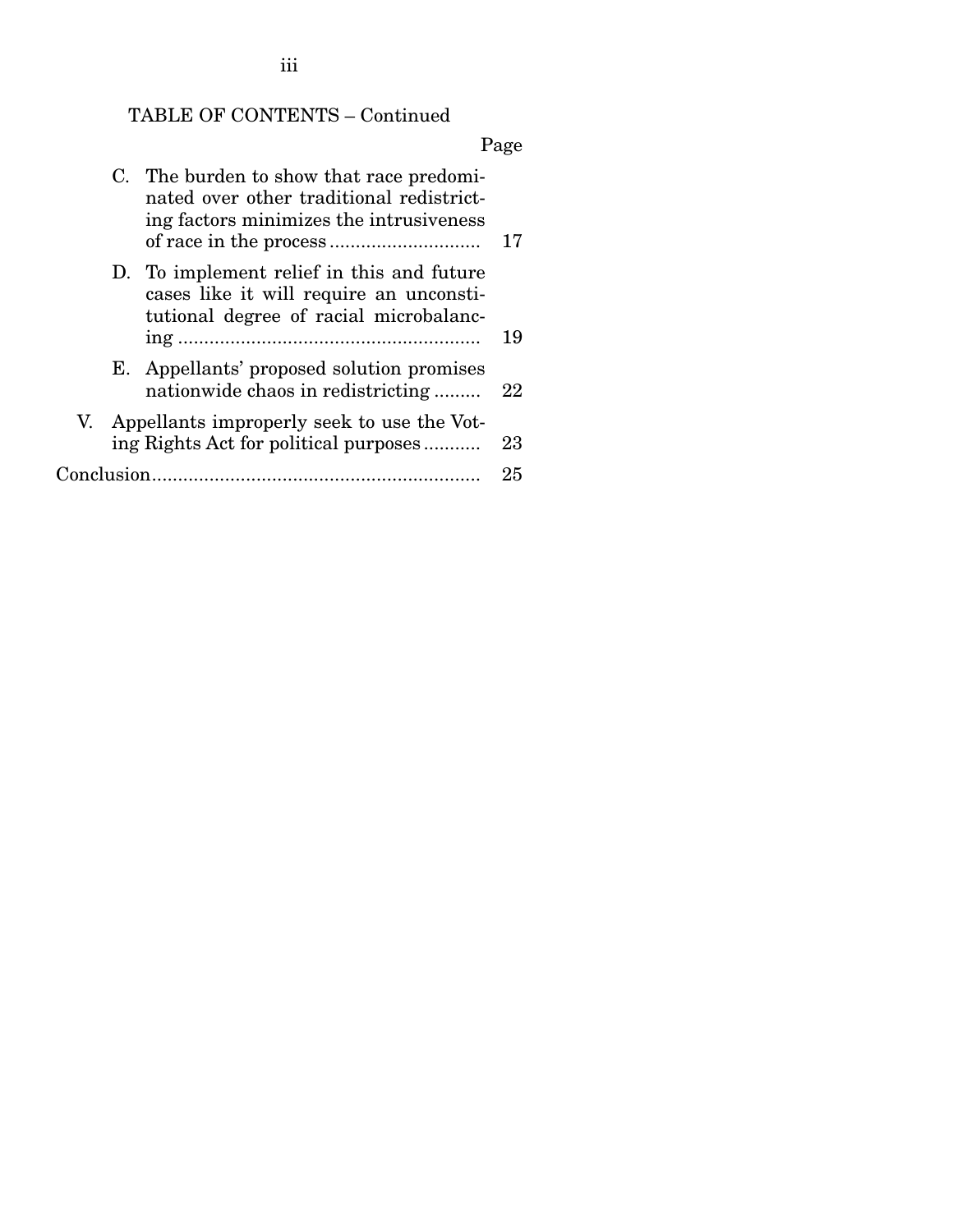TABLE OF CONTENTS – Continued

| | Page |
|---|---|
| C. The burden to show that race predominated over other traditional redistricting factors minimizes the intrusiveness of race in the process | 17 |
| D. To implement relief in this and future cases like it will require an unconstitutional degree of racial microbalancing | 19 |
| E. Appellants' proposed solution promises nationwide chaos in redistricting | 22 |
| V. Appellants improperly seek to use the Voting Rights Act for political purposes | 23 |
| Conclusion | 25 |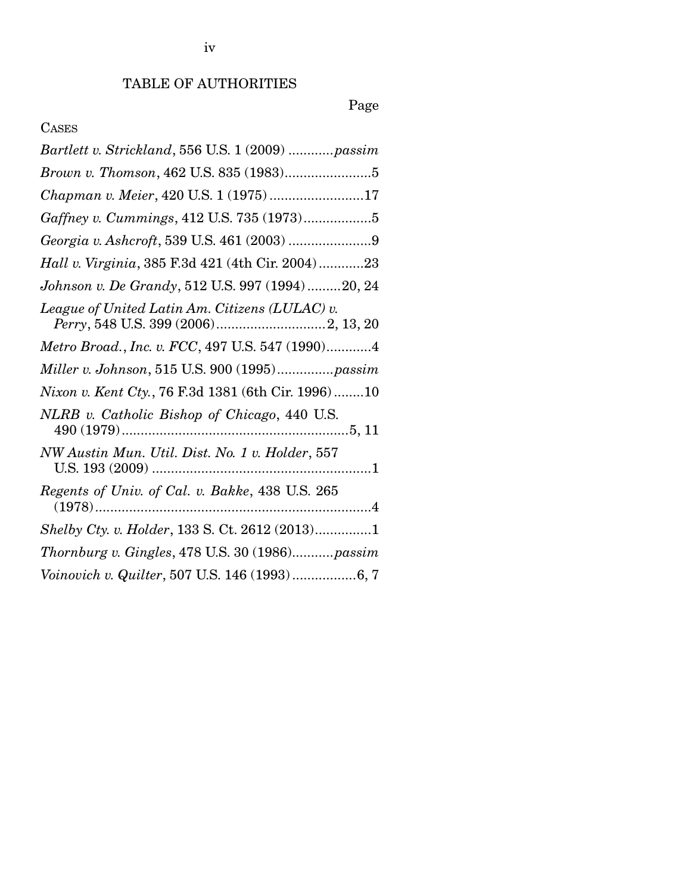# TABLE OF AUTHORITIES

Page

CASES

*Bartlett v. Strickland*, 556 U.S. 1 (2009) ............*passim*

*Brown v. Thomson*, 462 U.S. 835 (1983).......................5

*Chapman v. Meier*, 420 U.S. 1 (1975) .........................17

*Gaffney v. Cummings*, 412 U.S. 735 (1973)..................5

*Georgia v. Ashcroft*, 539 U.S. 461 (2003) ......................9

*Hall v. Virginia*, 385 F.3d 421 (4th Cir. 2004)............23

*Johnson v. De Grandy*, 512 U.S. 997 (1994).........20, 24

*League of United Latin Am. Citizens (LULAC) v. Perry*, 548 U.S. 399 (2006)............................2, 13, 20

*Metro Broad., Inc. v. FCC*, 497 U.S. 547 (1990)............4

*Miller v. Johnson*, 515 U.S. 900 (1995)...............*passim*

*Nixon v. Kent Cty.*, 76 F.3d 1381 (6th Cir. 1996)........10

*NLRB v. Catholic Bishop of Chicago*, 440 U.S. 490 (1979)...........................................................5, 11

*NW Austin Mun. Util. Dist. No. 1 v. Holder*, 557 U.S. 193 (2009) ..........................................................1

*Regents of Univ. of Cal. v. Bakke*, 438 U.S. 265 (1978).........................................................................4

*Shelby Cty. v. Holder*, 133 S. Ct. 2612 (2013)...............1

*Thornburg v. Gingles*, 478 U.S. 30 (1986)...........*passim*

*Voinovich v. Quilter*, 507 U.S. 146 (1993).................6, 7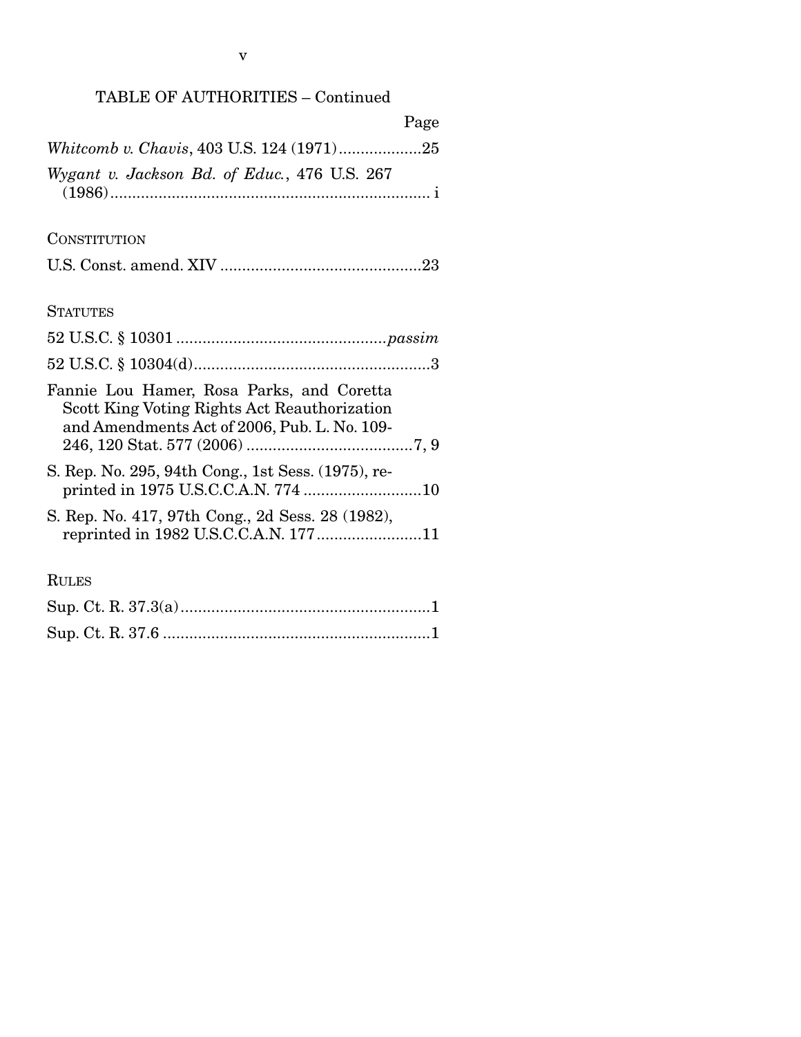## TABLE OF AUTHORITIES – Continued

Page

*Whitcomb v. Chavis*, 403 U.S. 124 (1971)...................25

*Wygant v. Jackson Bd. of Educ.*, 476 U.S. 267 (1986)........................................................................ i

CONSTITUTION

U.S. Const. amend. XIV .............................................23

STATUTES

52 U.S.C. § 10301 ...............................................*passim*

52 U.S.C. § 10304(d)......................................................3

Fannie Lou Hamer, Rosa Parks, and Coretta Scott King Voting Rights Act Reauthorization and Amendments Act of 2006, Pub. L. No. 109-246, 120 Stat. 577 (2006) ......................................7, 9

S. Rep. No. 295, 94th Cong., 1st Sess. (1975), reprinted in 1975 U.S.C.C.A.N. 774 ...........................10

S. Rep. No. 417, 97th Cong., 2d Sess. 28 (1982), reprinted in 1982 U.S.C.C.A.N. 177........................11

RULES

Sup. Ct. R. 37.3(a).........................................................1

Sup. Ct. R. 37.6 ............................................................1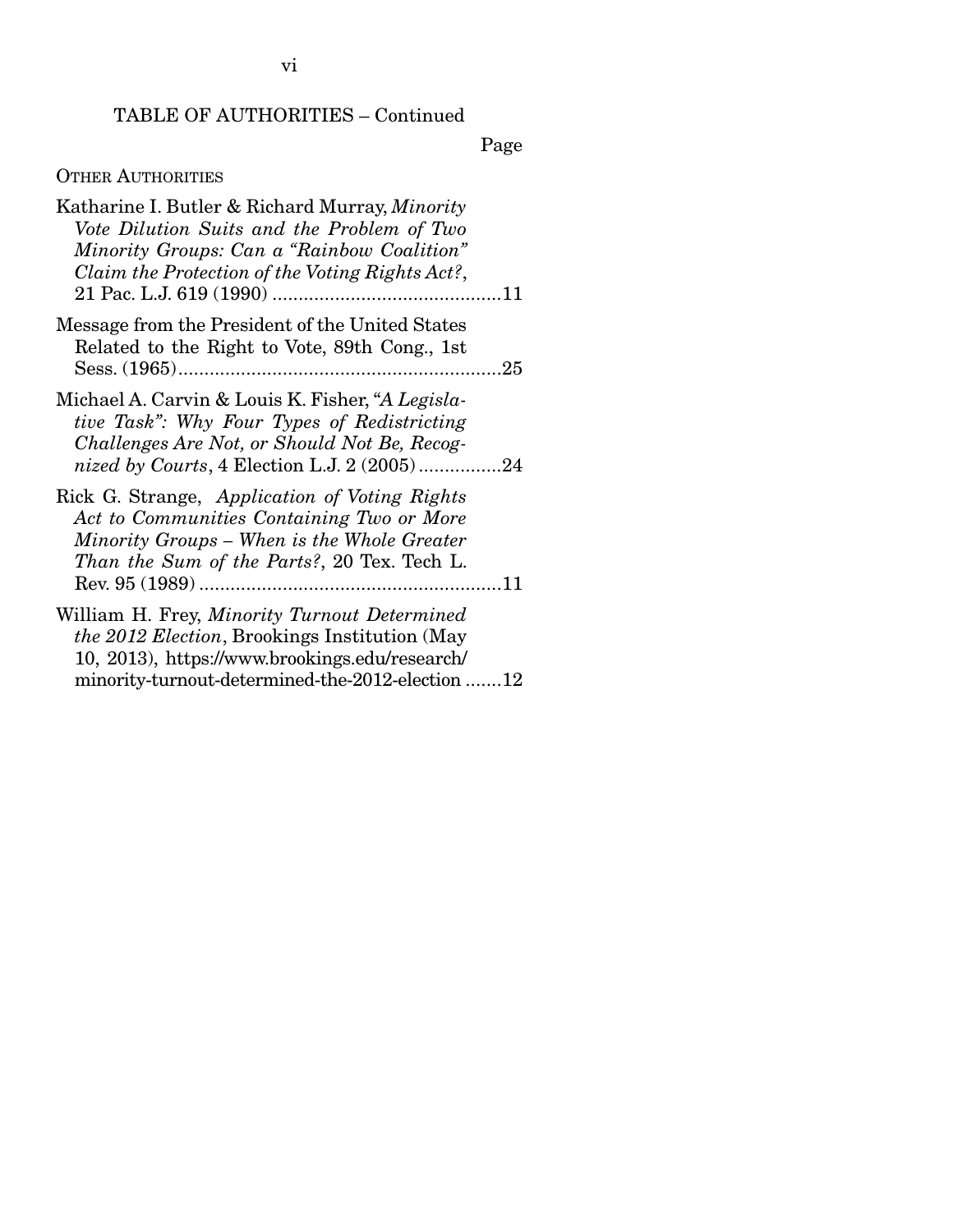TABLE OF AUTHORITIES – Continued

Page

OTHER AUTHORITIES

Katharine I. Butler & Richard Murray, *Minority Vote Dilution Suits and the Problem of Two Minority Groups: Can a "Rainbow Coalition" Claim the Protection of the Voting Rights Act?*, 21 Pac. L.J. 619 (1990) ....................................11

Message from the President of the United States Related to the Right to Vote, 89th Cong., 1st Sess. (1965)....................................25

Michael A. Carvin & Louis K. Fisher, *"A Legislative Task": Why Four Types of Redistricting Challenges Are Not, or Should Not Be, Recognized by Courts*, 4 Election L.J. 2 (2005)................24

Rick G. Strange, *Application of Voting Rights Act to Communities Containing Two or More Minority Groups – When is the Whole Greater Than the Sum of the Parts?*, 20 Tex. Tech L. Rev. 95 (1989)....................................11

William H. Frey, *Minority Turnout Determined the 2012 Election*, Brookings Institution (May 10, 2013), https://www.brookings.edu/research/minority-turnout-determined-the-2012-election .......12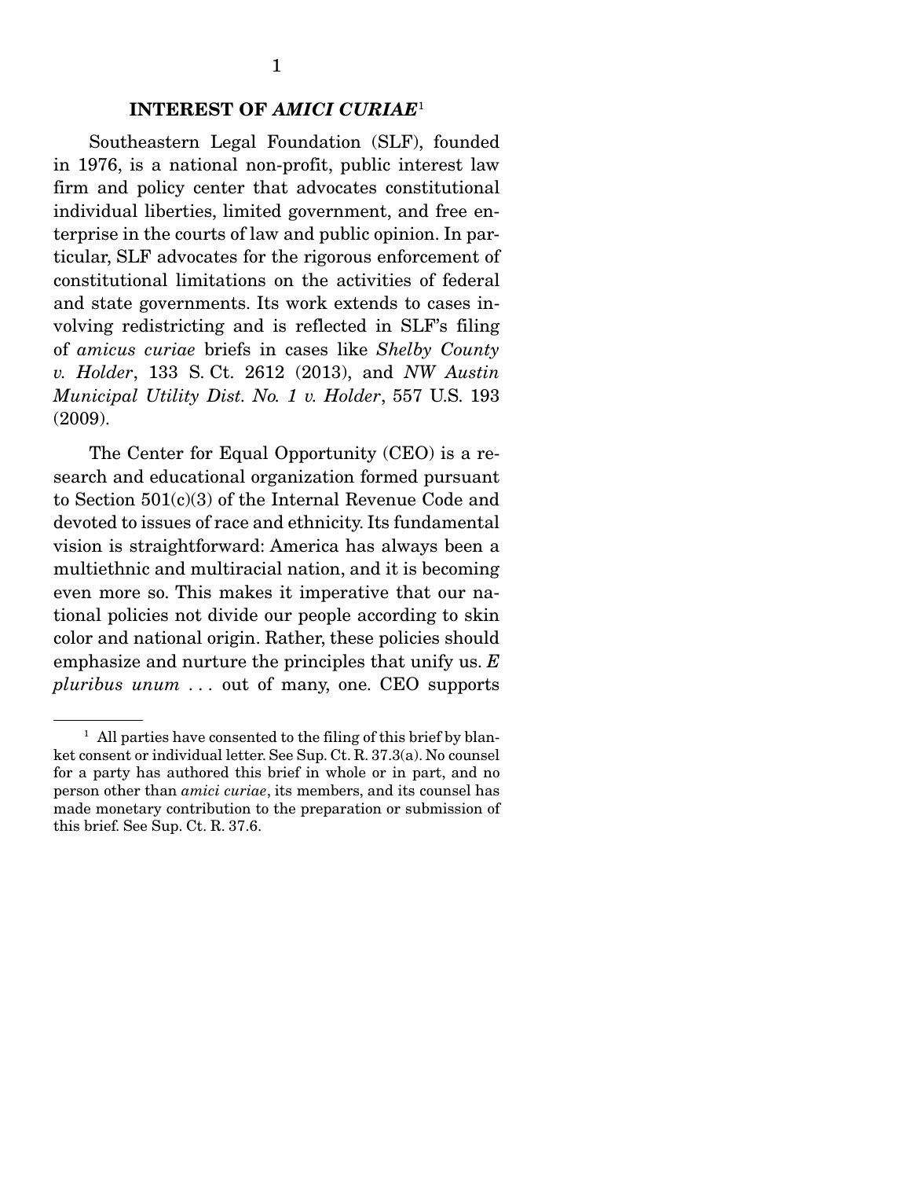## INTEREST OF *AMICI CURIAE*[1]

Southeastern Legal Foundation (SLF), founded in 1976, is a national non-profit, public interest law firm and policy center that advocates constitutional individual liberties, limited government, and free enterprise in the courts of law and public opinion. In particular, SLF advocates for the rigorous enforcement of constitutional limitations on the activities of federal and state governments. Its work extends to cases involving redistricting and is reflected in SLF's filing of *amicus curiae* briefs in cases like *Shelby County v. Holder*, 133 S. Ct. 2612 (2013), and *NW Austin Municipal Utility Dist. No. 1 v. Holder*, 557 U.S. 193 (2009).

The Center for Equal Opportunity (CEO) is a research and educational organization formed pursuant to Section 501(c)(3) of the Internal Revenue Code and devoted to issues of race and ethnicity. Its fundamental vision is straightforward: America has always been a multiethnic and multiracial nation, and it is becoming even more so. This makes it imperative that our national policies not divide our people according to skin color and national origin. Rather, these policies should emphasize and nurture the principles that unify us. *E pluribus unum* . . . out of many, one. CEO supports

---

[1] All parties have consented to the filing of this brief by blanket consent or individual letter. See Sup. Ct. R. 37.3(a). No counsel for a party has authored this brief in whole or in part, and no person other than *amici curiae*, its members, and its counsel has made monetary contribution to the preparation or submission of this brief. See Sup. Ct. R. 37.6.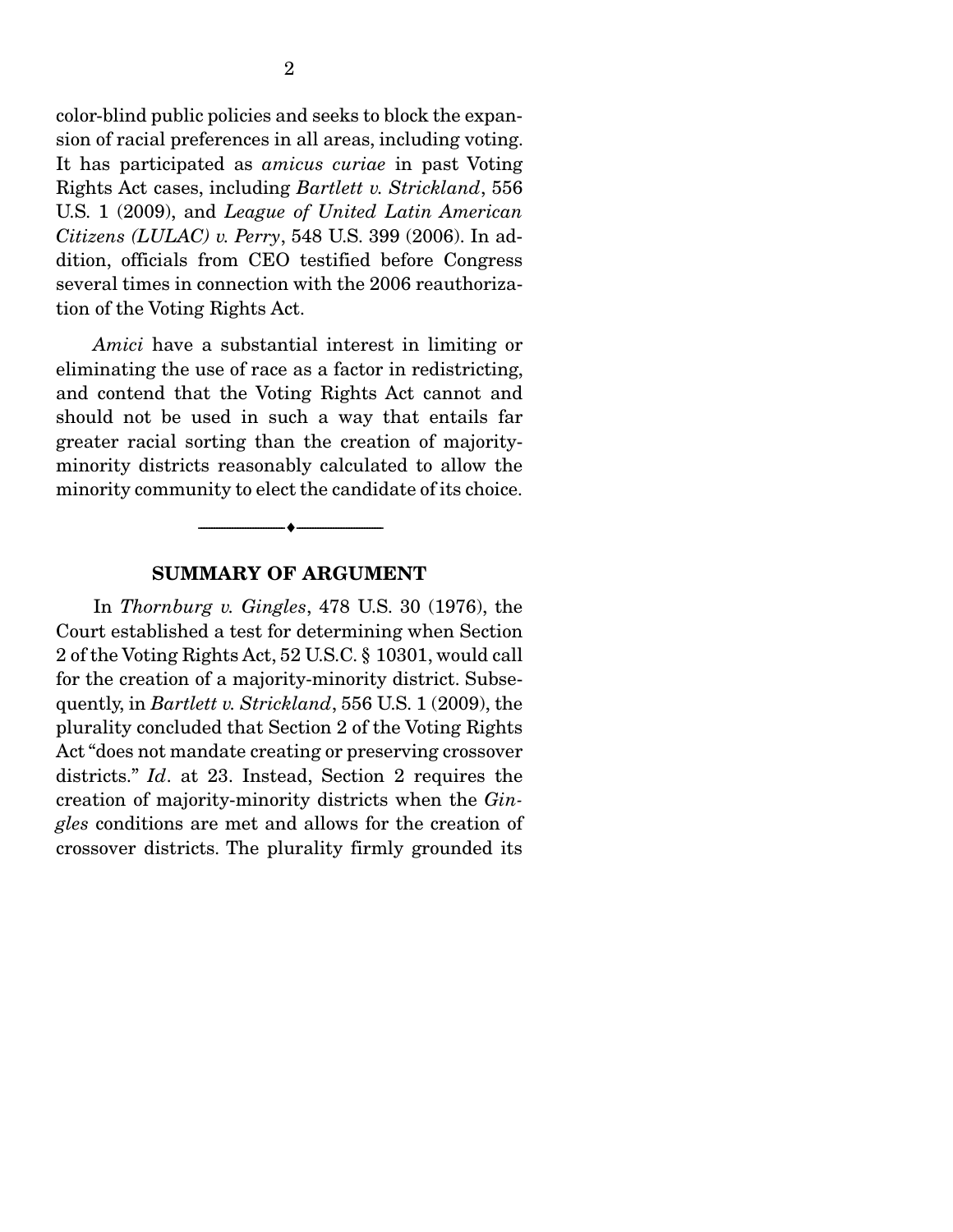color-blind public policies and seeks to block the expansion of racial preferences in all areas, including voting. It has participated as *amicus curiae* in past Voting Rights Act cases, including *Bartlett v. Strickland*, 556 U.S. 1 (2009), and *League of United Latin American Citizens (LULAC) v. Perry*, 548 U.S. 399 (2006). In addition, officials from CEO testified before Congress several times in connection with the 2006 reauthorization of the Voting Rights Act.

*Amici* have a substantial interest in limiting or eliminating the use of race as a factor in redistricting, and contend that the Voting Rights Act cannot and should not be used in such a way that entails far greater racial sorting than the creation of majority-minority districts reasonably calculated to allow the minority community to elect the candidate of its choice.

---

## SUMMARY OF ARGUMENT

In *Thornburg v. Gingles*, 478 U.S. 30 (1976), the Court established a test for determining when Section 2 of the Voting Rights Act, 52 U.S.C. § 10301, would call for the creation of a majority-minority district. Subsequently, in *Bartlett v. Strickland*, 556 U.S. 1 (2009), the plurality concluded that Section 2 of the Voting Rights Act "does not mandate creating or preserving crossover districts." *Id*. at 23. Instead, Section 2 requires the creation of majority-minority districts when the *Gingles* conditions are met and allows for the creation of crossover districts. The plurality firmly grounded its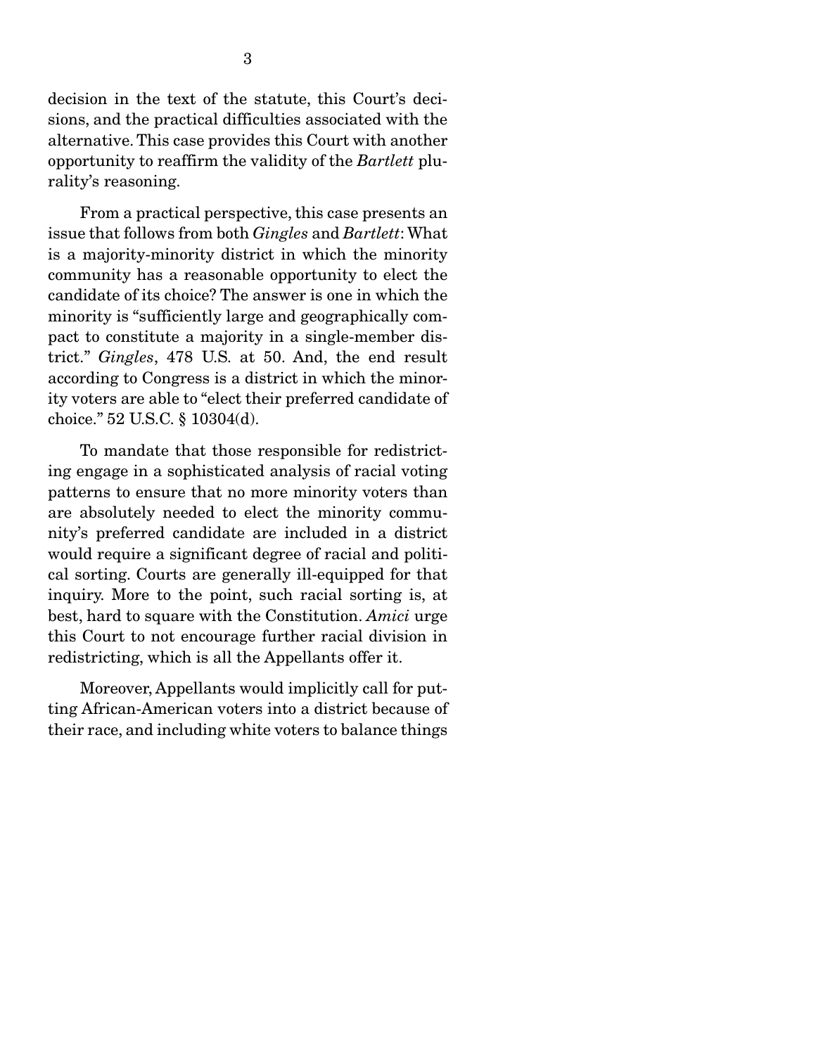decision in the text of the statute, this Court's decisions, and the practical difficulties associated with the alternative. This case provides this Court with another opportunity to reaffirm the validity of the *Bartlett* plurality's reasoning.

From a practical perspective, this case presents an issue that follows from both *Gingles* and *Bartlett*: What is a majority-minority district in which the minority community has a reasonable opportunity to elect the candidate of its choice? The answer is one in which the minority is "sufficiently large and geographically compact to constitute a majority in a single-member district." *Gingles*, 478 U.S. at 50. And, the end result according to Congress is a district in which the minority voters are able to "elect their preferred candidate of choice." 52 U.S.C. § 10304(d).

To mandate that those responsible for redistricting engage in a sophisticated analysis of racial voting patterns to ensure that no more minority voters than are absolutely needed to elect the minority community's preferred candidate are included in a district would require a significant degree of racial and political sorting. Courts are generally ill-equipped for that inquiry. More to the point, such racial sorting is, at best, hard to square with the Constitution. *Amici* urge this Court to not encourage further racial division in redistricting, which is all the Appellants offer it.

Moreover, Appellants would implicitly call for putting African-American voters into a district because of their race, and including white voters to balance things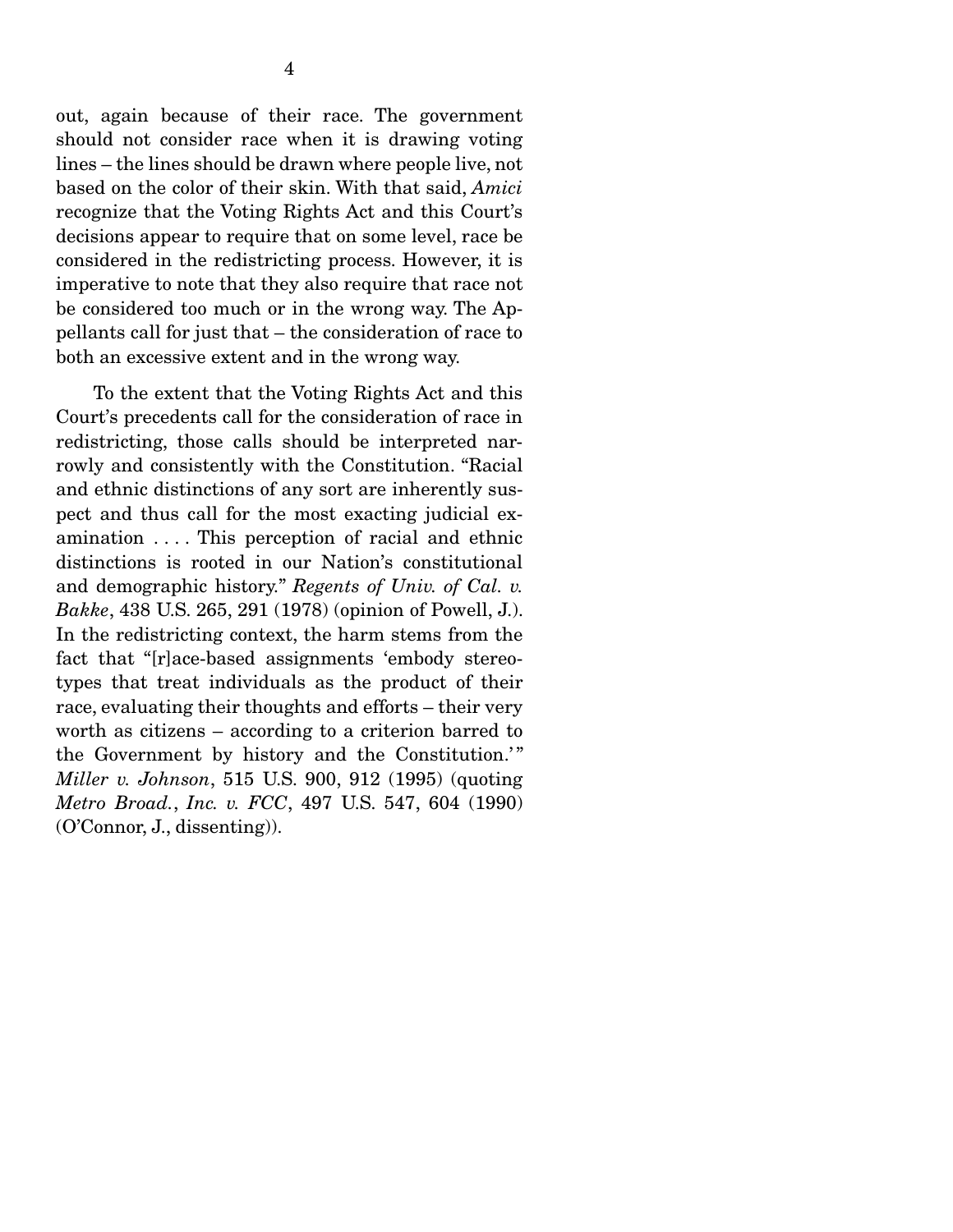out, again because of their race. The government should not consider race when it is drawing voting lines – the lines should be drawn where people live, not based on the color of their skin. With that said, *Amici* recognize that the Voting Rights Act and this Court's decisions appear to require that on some level, race be considered in the redistricting process. However, it is imperative to note that they also require that race not be considered too much or in the wrong way. The Appellants call for just that – the consideration of race to both an excessive extent and in the wrong way.

To the extent that the Voting Rights Act and this Court's precedents call for the consideration of race in redistricting, those calls should be interpreted narrowly and consistently with the Constitution. "Racial and ethnic distinctions of any sort are inherently suspect and thus call for the most exacting judicial examination . . . . This perception of racial and ethnic distinctions is rooted in our Nation's constitutional and demographic history." *Regents of Univ. of Cal. v. Bakke*, 438 U.S. 265, 291 (1978) (opinion of Powell, J.). In the redistricting context, the harm stems from the fact that "[r]ace-based assignments 'embody stereotypes that treat individuals as the product of their race, evaluating their thoughts and efforts – their very worth as citizens – according to a criterion barred to the Government by history and the Constitution.'" *Miller v. Johnson*, 515 U.S. 900, 912 (1995) (quoting *Metro Broad., Inc. v. FCC*, 497 U.S. 547, 604 (1990) (O'Connor, J., dissenting)).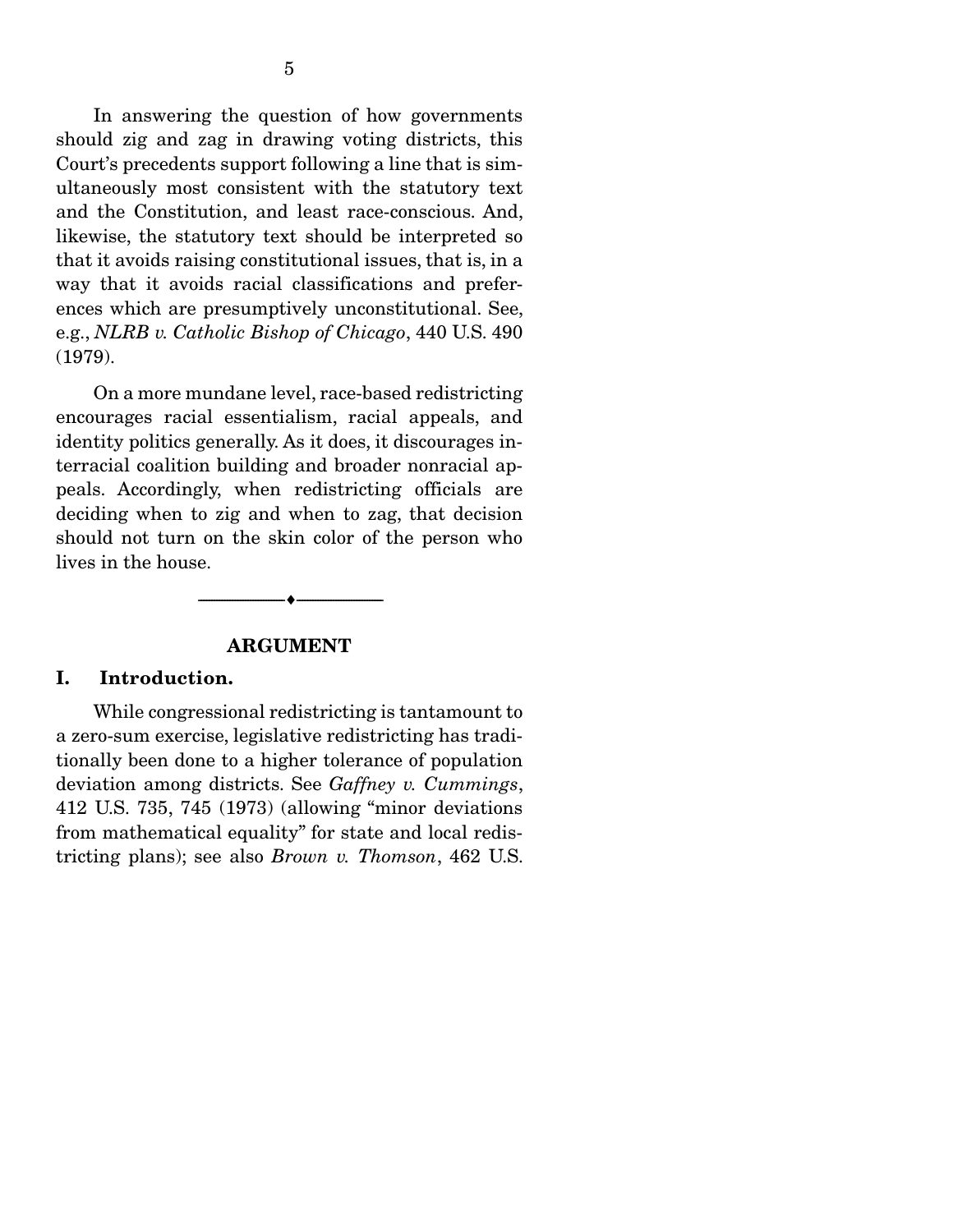In answering the question of how governments should zig and zag in drawing voting districts, this Court's precedents support following a line that is simultaneously most consistent with the statutory text and the Constitution, and least race-conscious. And, likewise, the statutory text should be interpreted so that it avoids raising constitutional issues, that is, in a way that it avoids racial classifications and preferences which are presumptively unconstitutional. See, e.g., *NLRB v. Catholic Bishop of Chicago*, 440 U.S. 490 (1979).

On a more mundane level, race-based redistricting encourages racial essentialism, racial appeals, and identity politics generally. As it does, it discourages interracial coalition building and broader nonracial appeals. Accordingly, when redistricting officials are deciding when to zig and when to zag, that decision should not turn on the skin color of the person who lives in the house.

---

## ARGUMENT

### I. Introduction.

While congressional redistricting is tantamount to a zero-sum exercise, legislative redistricting has traditionally been done to a higher tolerance of population deviation among districts. See *Gaffney v. Cummings*, 412 U.S. 735, 745 (1973) (allowing "minor deviations from mathematical equality" for state and local redistricting plans); see also *Brown v. Thomson*, 462 U.S.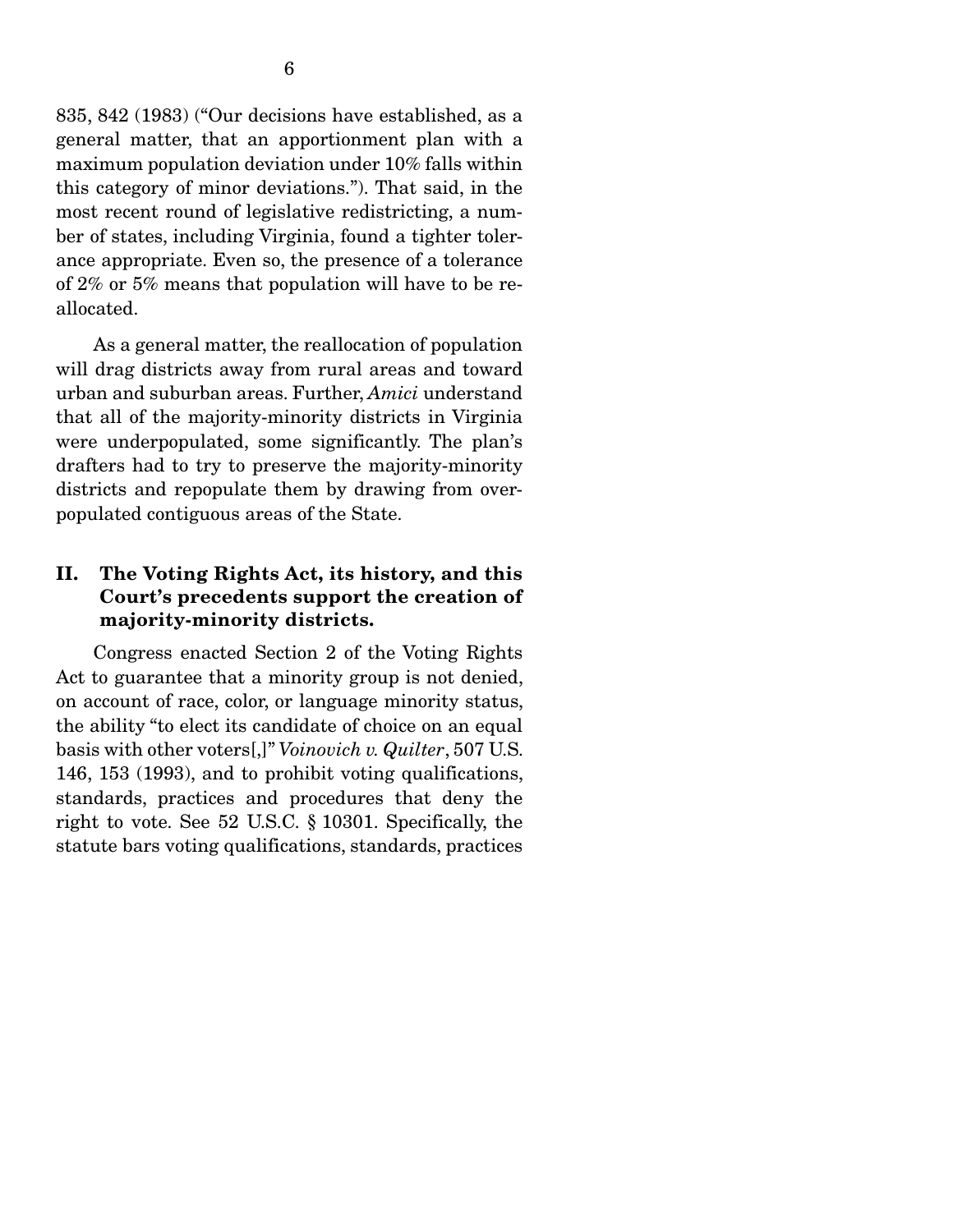835, 842 (1983) ("Our decisions have established, as a general matter, that an apportionment plan with a maximum population deviation under 10% falls within this category of minor deviations."). That said, in the most recent round of legislative redistricting, a number of states, including Virginia, found a tighter tolerance appropriate. Even so, the presence of a tolerance of 2% or 5% means that population will have to be reallocated.

As a general matter, the reallocation of population will drag districts away from rural areas and toward urban and suburban areas. Further, *Amici* understand that all of the majority-minority districts in Virginia were underpopulated, some significantly. The plan's drafters had to try to preserve the majority-minority districts and repopulate them by drawing from overpopulated contiguous areas of the State.

## II. The Voting Rights Act, its history, and this Court's precedents support the creation of majority-minority districts.

Congress enacted Section 2 of the Voting Rights Act to guarantee that a minority group is not denied, on account of race, color, or language minority status, the ability "to elect its candidate of choice on an equal basis with other voters[,]" *Voinovich v. Quilter*, 507 U.S. 146, 153 (1993), and to prohibit voting qualifications, standards, practices and procedures that deny the right to vote. See 52 U.S.C. § 10301. Specifically, the statute bars voting qualifications, standards, practices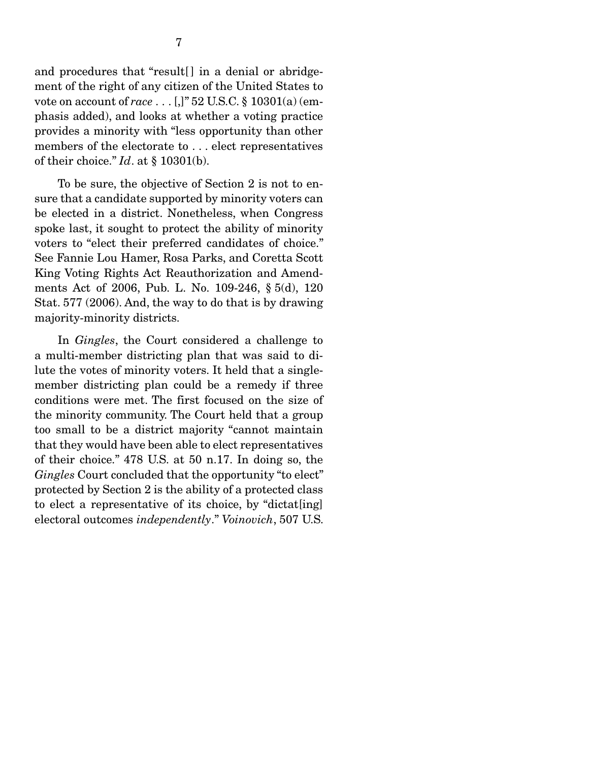and procedures that "result[] in a denial or abridgement of the right of any citizen of the United States to vote on account of *race* . . . [,]" 52 U.S.C. § 10301(a) (emphasis added), and looks at whether a voting practice provides a minority with "less opportunity than other members of the electorate to . . . elect representatives of their choice." *Id*. at § 10301(b).

To be sure, the objective of Section 2 is not to ensure that a candidate supported by minority voters can be elected in a district. Nonetheless, when Congress spoke last, it sought to protect the ability of minority voters to "elect their preferred candidates of choice." See Fannie Lou Hamer, Rosa Parks, and Coretta Scott King Voting Rights Act Reauthorization and Amendments Act of 2006, Pub. L. No. 109-246, § 5(d), 120 Stat. 577 (2006). And, the way to do that is by drawing majority-minority districts.

In *Gingles*, the Court considered a challenge to a multi-member districting plan that was said to dilute the votes of minority voters. It held that a single-member districting plan could be a remedy if three conditions were met. The first focused on the size of the minority community. The Court held that a group too small to be a district majority "cannot maintain that they would have been able to elect representatives of their choice." 478 U.S. at 50 n.17. In doing so, the *Gingles* Court concluded that the opportunity "to elect" protected by Section 2 is the ability of a protected class to elect a representative of its choice, by "dictat[ing] electoral outcomes *independently*." *Voinovich*, 507 U.S.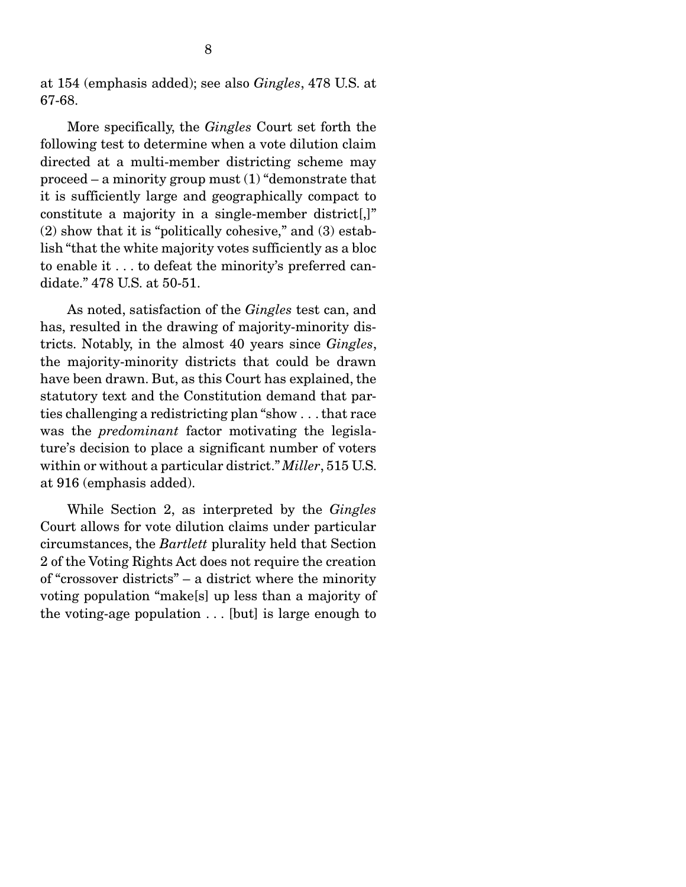at 154 (emphasis added); see also *Gingles*, 478 U.S. at 67-68.

More specifically, the *Gingles* Court set forth the following test to determine when a vote dilution claim directed at a multi-member districting scheme may proceed – a minority group must (1) "demonstrate that it is sufficiently large and geographically compact to constitute a majority in a single-member district[,]" (2) show that it is "politically cohesive," and (3) establish "that the white majority votes sufficiently as a bloc to enable it . . . to defeat the minority's preferred candidate." 478 U.S. at 50-51.

As noted, satisfaction of the *Gingles* test can, and has, resulted in the drawing of majority-minority districts. Notably, in the almost 40 years since *Gingles*, the majority-minority districts that could be drawn have been drawn. But, as this Court has explained, the statutory text and the Constitution demand that parties challenging a redistricting plan "show . . . that race was the *predominant* factor motivating the legislature's decision to place a significant number of voters within or without a particular district." *Miller*, 515 U.S. at 916 (emphasis added).

While Section 2, as interpreted by the *Gingles* Court allows for vote dilution claims under particular circumstances, the *Bartlett* plurality held that Section 2 of the Voting Rights Act does not require the creation of "crossover districts" – a district where the minority voting population "make[s] up less than a majority of the voting-age population . . . [but] is large enough to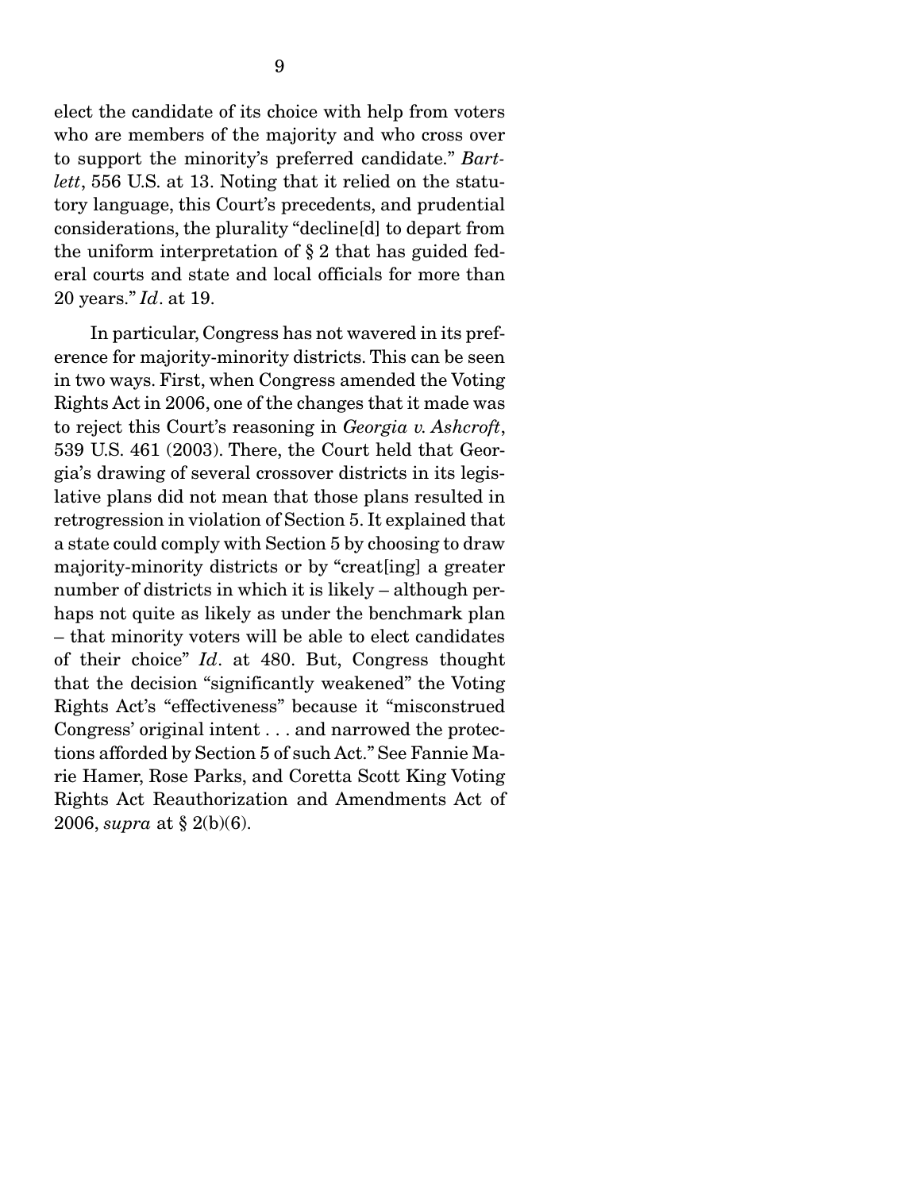elect the candidate of its choice with help from voters who are members of the majority and who cross over to support the minority's preferred candidate." *Bartlett*, 556 U.S. at 13. Noting that it relied on the statutory language, this Court's precedents, and prudential considerations, the plurality "decline[d] to depart from the uniform interpretation of § 2 that has guided federal courts and state and local officials for more than 20 years." *Id*. at 19.

In particular, Congress has not wavered in its preference for majority-minority districts. This can be seen in two ways. First, when Congress amended the Voting Rights Act in 2006, one of the changes that it made was to reject this Court's reasoning in *Georgia v. Ashcroft*, 539 U.S. 461 (2003). There, the Court held that Georgia's drawing of several crossover districts in its legislative plans did not mean that those plans resulted in retrogression in violation of Section 5. It explained that a state could comply with Section 5 by choosing to draw majority-minority districts or by "creat[ing] a greater number of districts in which it is likely – although perhaps not quite as likely as under the benchmark plan – that minority voters will be able to elect candidates of their choice" *Id*. at 480. But, Congress thought that the decision "significantly weakened" the Voting Rights Act's "effectiveness" because it "misconstrued Congress' original intent . . . and narrowed the protections afforded by Section 5 of such Act." See Fannie Marie Hamer, Rose Parks, and Coretta Scott King Voting Rights Act Reauthorization and Amendments Act of 2006, *supra* at § 2(b)(6).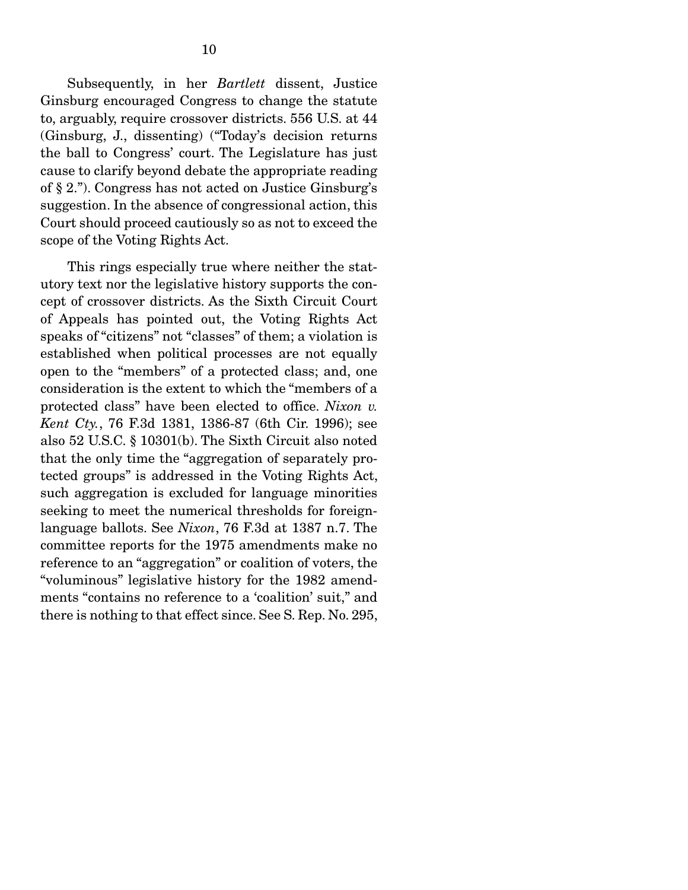Subsequently, in her *Bartlett* dissent, Justice Ginsburg encouraged Congress to change the statute to, arguably, require crossover districts. 556 U.S. at 44 (Ginsburg, J., dissenting) ("Today's decision returns the ball to Congress' court. The Legislature has just cause to clarify beyond debate the appropriate reading of § 2."). Congress has not acted on Justice Ginsburg's suggestion. In the absence of congressional action, this Court should proceed cautiously so as not to exceed the scope of the Voting Rights Act.

This rings especially true where neither the statutory text nor the legislative history supports the concept of crossover districts. As the Sixth Circuit Court of Appeals has pointed out, the Voting Rights Act speaks of "citizens" not "classes" of them; a violation is established when political processes are not equally open to the "members" of a protected class; and, one consideration is the extent to which the "members of a protected class" have been elected to office. *Nixon v. Kent Cty.*, 76 F.3d 1381, 1386-87 (6th Cir. 1996); see also 52 U.S.C. § 10301(b). The Sixth Circuit also noted that the only time the "aggregation of separately protected groups" is addressed in the Voting Rights Act, such aggregation is excluded for language minorities seeking to meet the numerical thresholds for foreign-language ballots. See *Nixon*, 76 F.3d at 1387 n.7. The committee reports for the 1975 amendments make no reference to an "aggregation" or coalition of voters, the "voluminous" legislative history for the 1982 amendments "contains no reference to a 'coalition' suit," and there is nothing to that effect since. See S. Rep. No. 295,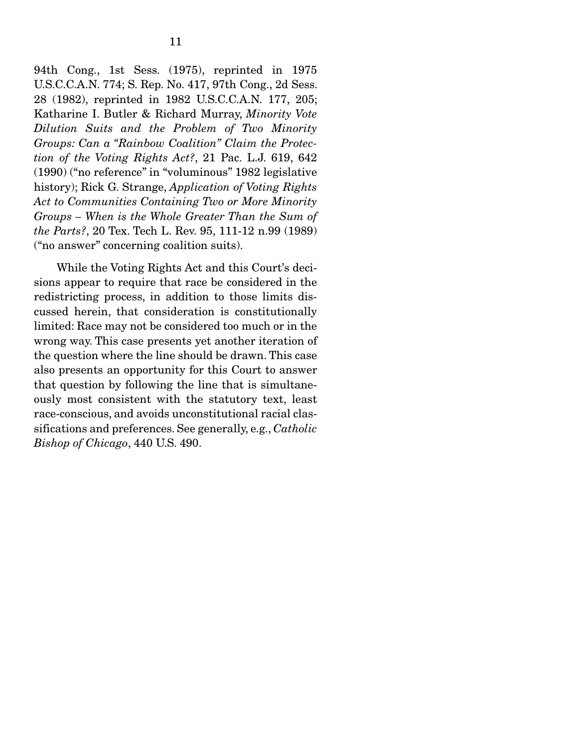94th Cong., 1st Sess. (1975), reprinted in 1975 U.S.C.C.A.N. 774; S. Rep. No. 417, 97th Cong., 2d Sess. 28 (1982), reprinted in 1982 U.S.C.C.A.N. 177, 205; Katharine I. Butler & Richard Murray, *Minority Vote Dilution Suits and the Problem of Two Minority Groups: Can a "Rainbow Coalition" Claim the Protection of the Voting Rights Act?*, 21 Pac. L.J. 619, 642 (1990) ("no reference" in "voluminous" 1982 legislative history); Rick G. Strange, *Application of Voting Rights Act to Communities Containing Two or More Minority Groups – When is the Whole Greater Than the Sum of the Parts?*, 20 Tex. Tech L. Rev. 95, 111-12 n.99 (1989) ("no answer" concerning coalition suits).

While the Voting Rights Act and this Court's decisions appear to require that race be considered in the redistricting process, in addition to those limits discussed herein, that consideration is constitutionally limited: Race may not be considered too much or in the wrong way. This case presents yet another iteration of the question where the line should be drawn. This case also presents an opportunity for this Court to answer that question by following the line that is simultaneously most consistent with the statutory text, least race-conscious, and avoids unconstitutional racial classifications and preferences. See generally, e.g., *Catholic Bishop of Chicago*, 440 U.S. 490.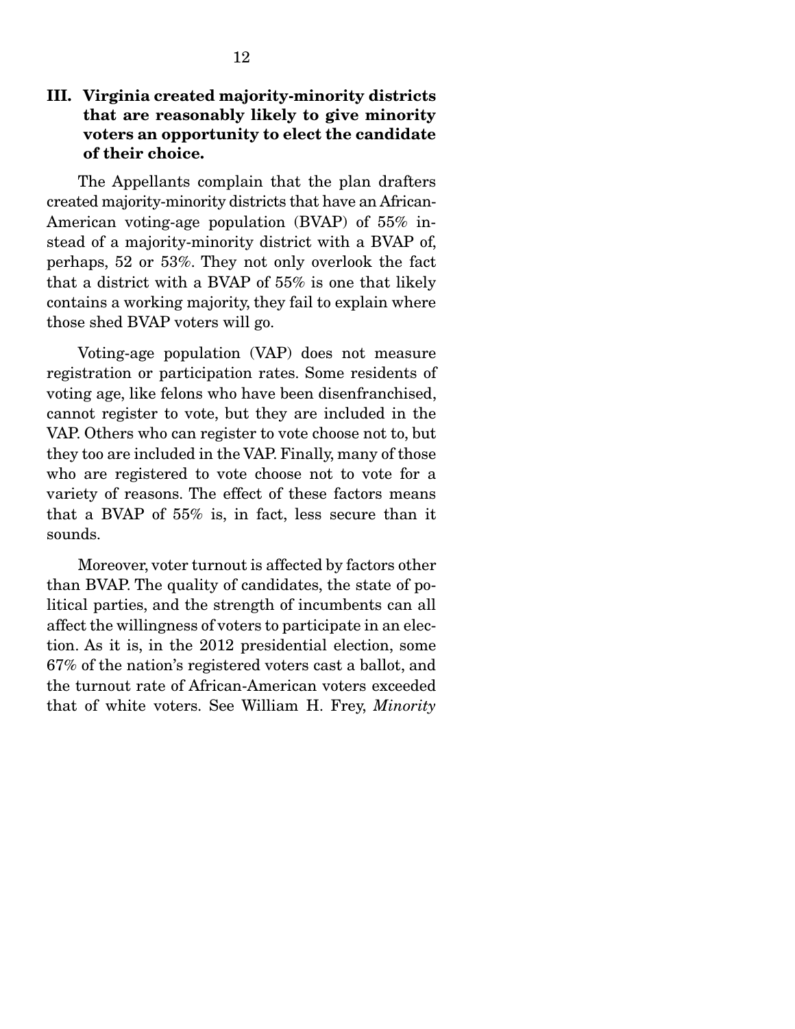## III. Virginia created majority-minority districts that are reasonably likely to give minority voters an opportunity to elect the candidate of their choice.

The Appellants complain that the plan drafters created majority-minority districts that have an African-American voting-age population (BVAP) of 55% instead of a majority-minority district with a BVAP of, perhaps, 52 or 53%. They not only overlook the fact that a district with a BVAP of 55% is one that likely contains a working majority, they fail to explain where those shed BVAP voters will go.

Voting-age population (VAP) does not measure registration or participation rates. Some residents of voting age, like felons who have been disenfranchised, cannot register to vote, but they are included in the VAP. Others who can register to vote choose not to, but they too are included in the VAP. Finally, many of those who are registered to vote choose not to vote for a variety of reasons. The effect of these factors means that a BVAP of 55% is, in fact, less secure than it sounds.

Moreover, voter turnout is affected by factors other than BVAP. The quality of candidates, the state of political parties, and the strength of incumbents can all affect the willingness of voters to participate in an election. As it is, in the 2012 presidential election, some 67% of the nation's registered voters cast a ballot, and the turnout rate of African-American voters exceeded that of white voters. See William H. Frey, *Minority*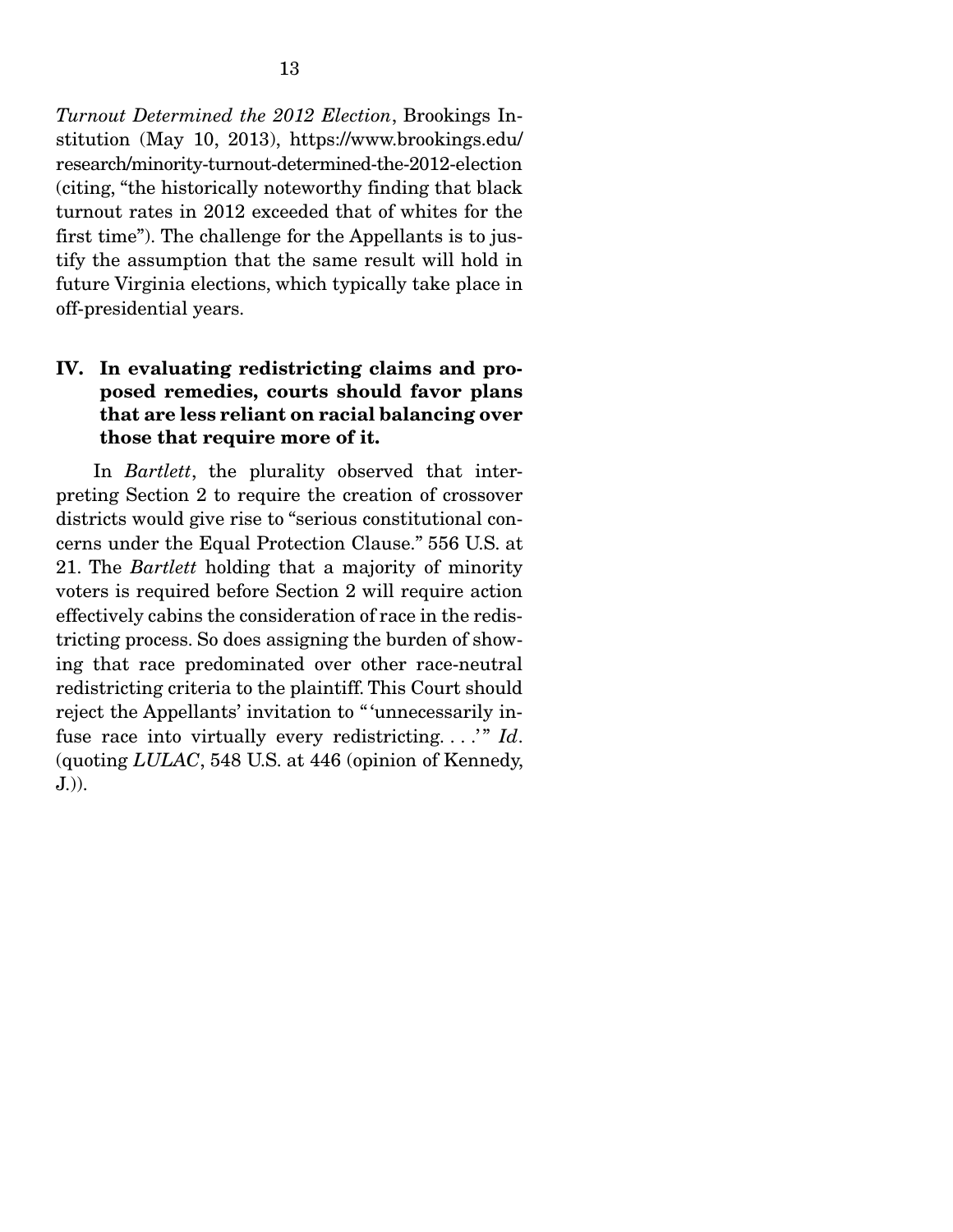*Turnout Determined the 2012 Election*, Brookings Institution (May 10, 2013), https://www.brookings.edu/research/minority-turnout-determined-the-2012-election (citing, "the historically noteworthy finding that black turnout rates in 2012 exceeded that of whites for the first time"). The challenge for the Appellants is to justify the assumption that the same result will hold in future Virginia elections, which typically take place in off-presidential years.

## IV. In evaluating redistricting claims and proposed remedies, courts should favor plans that are less reliant on racial balancing over those that require more of it.

In *Bartlett*, the plurality observed that interpreting Section 2 to require the creation of crossover districts would give rise to "serious constitutional concerns under the Equal Protection Clause." 556 U.S. at 21. The *Bartlett* holding that a majority of minority voters is required before Section 2 will require action effectively cabins the consideration of race in the redistricting process. So does assigning the burden of showing that race predominated over other race-neutral redistricting criteria to the plaintiff. This Court should reject the Appellants' invitation to "'unnecessarily infuse race into virtually every redistricting. . . .'" *Id*. (quoting *LULAC*, 548 U.S. at 446 (opinion of Kennedy, J.)).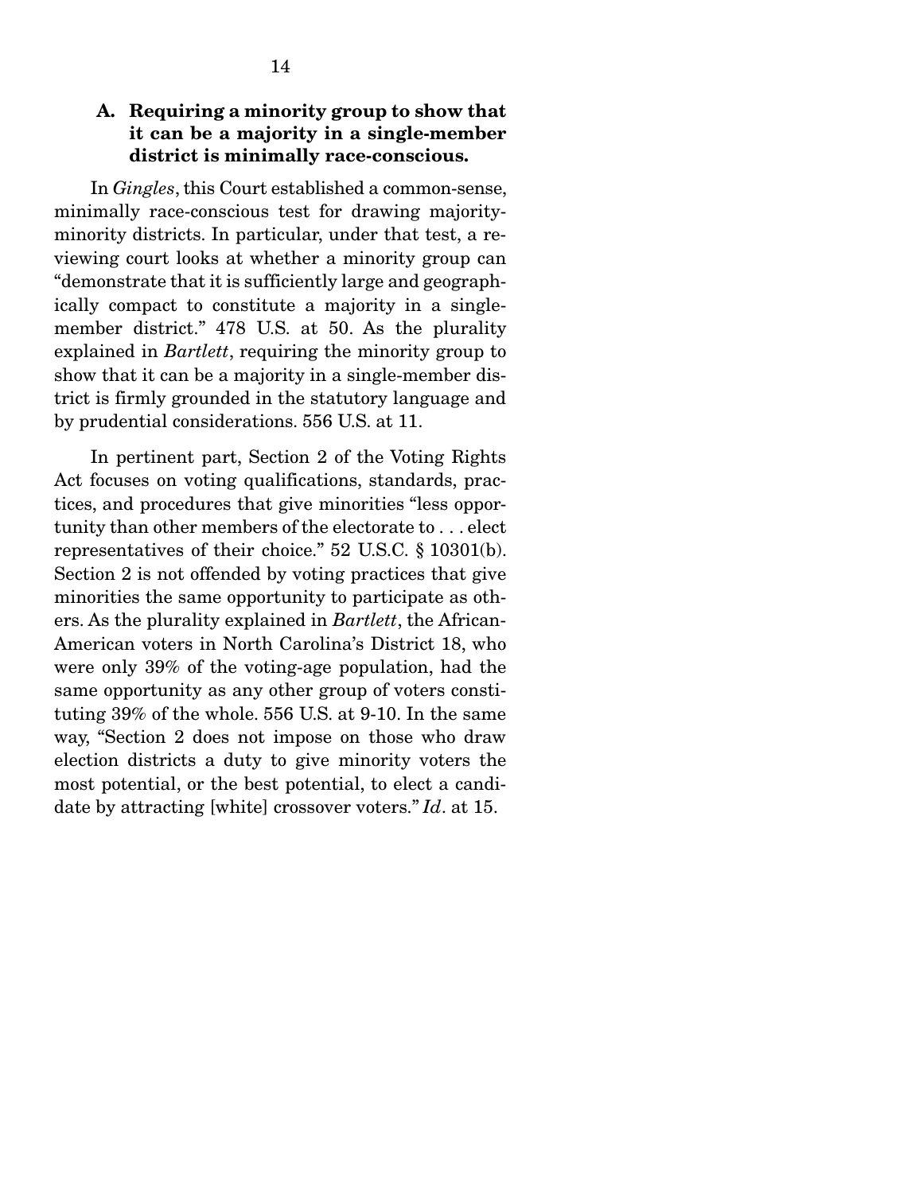### A. Requiring a minority group to show that it can be a majority in a single-member district is minimally race-conscious.

In *Gingles*, this Court established a common-sense, minimally race-conscious test for drawing majority-minority districts. In particular, under that test, a reviewing court looks at whether a minority group can "demonstrate that it is sufficiently large and geographically compact to constitute a majority in a single-member district." 478 U.S. at 50. As the plurality explained in *Bartlett*, requiring the minority group to show that it can be a majority in a single-member district is firmly grounded in the statutory language and by prudential considerations. 556 U.S. at 11.

In pertinent part, Section 2 of the Voting Rights Act focuses on voting qualifications, standards, practices, and procedures that give minorities "less opportunity than other members of the electorate to . . . elect representatives of their choice." 52 U.S.C. § 10301(b). Section 2 is not offended by voting practices that give minorities the same opportunity to participate as others. As the plurality explained in *Bartlett*, the African-American voters in North Carolina's District 18, who were only 39% of the voting-age population, had the same opportunity as any other group of voters constituting 39% of the whole. 556 U.S. at 9-10. In the same way, "Section 2 does not impose on those who draw election districts a duty to give minority voters the most potential, or the best potential, to elect a candidate by attracting [white] crossover voters." *Id*. at 15.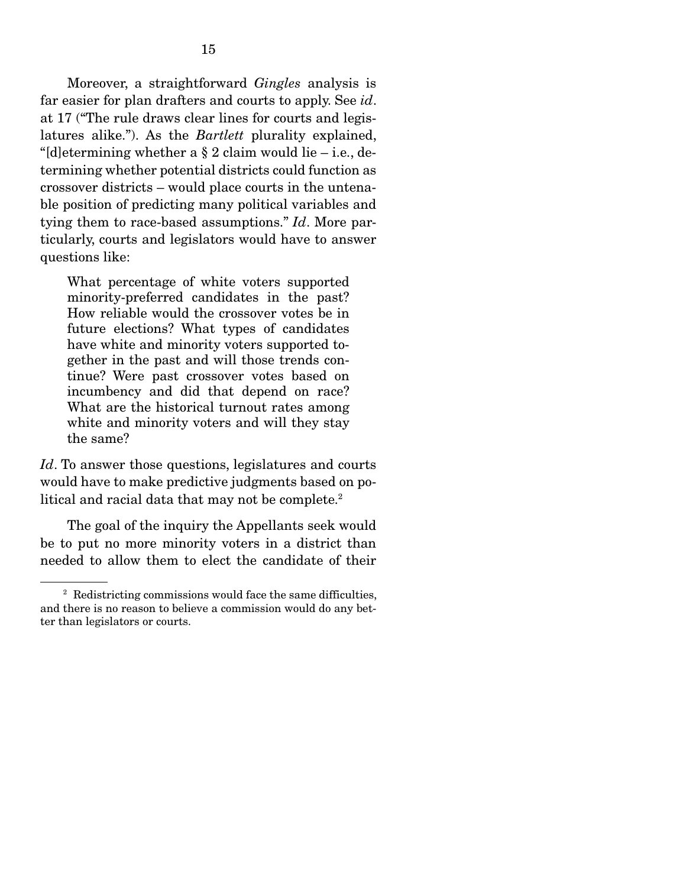Moreover, a straightforward *Gingles* analysis is far easier for plan drafters and courts to apply. See *id*. at 17 ("The rule draws clear lines for courts and legislatures alike."). As the *Bartlett* plurality explained, "[d]etermining whether a § 2 claim would lie – i.e., determining whether potential districts could function as crossover districts – would place courts in the untenable position of predicting many political variables and tying them to race-based assumptions." *Id*. More particularly, courts and legislators would have to answer questions like:

> What percentage of white voters supported minority-preferred candidates in the past? How reliable would the crossover votes be in future elections? What types of candidates have white and minority voters supported together in the past and will those trends continue? Were past crossover votes based on incumbency and did that depend on race? What are the historical turnout rates among white and minority voters and will they stay the same?

*Id*. To answer those questions, legislatures and courts would have to make predictive judgments based on political and racial data that may not be complete.[2]

The goal of the inquiry the Appellants seek would be to put no more minority voters in a district than needed to allow them to elect the candidate of their

[2] Redistricting commissions would face the same difficulties, and there is no reason to believe a commission would do any better than legislators or courts.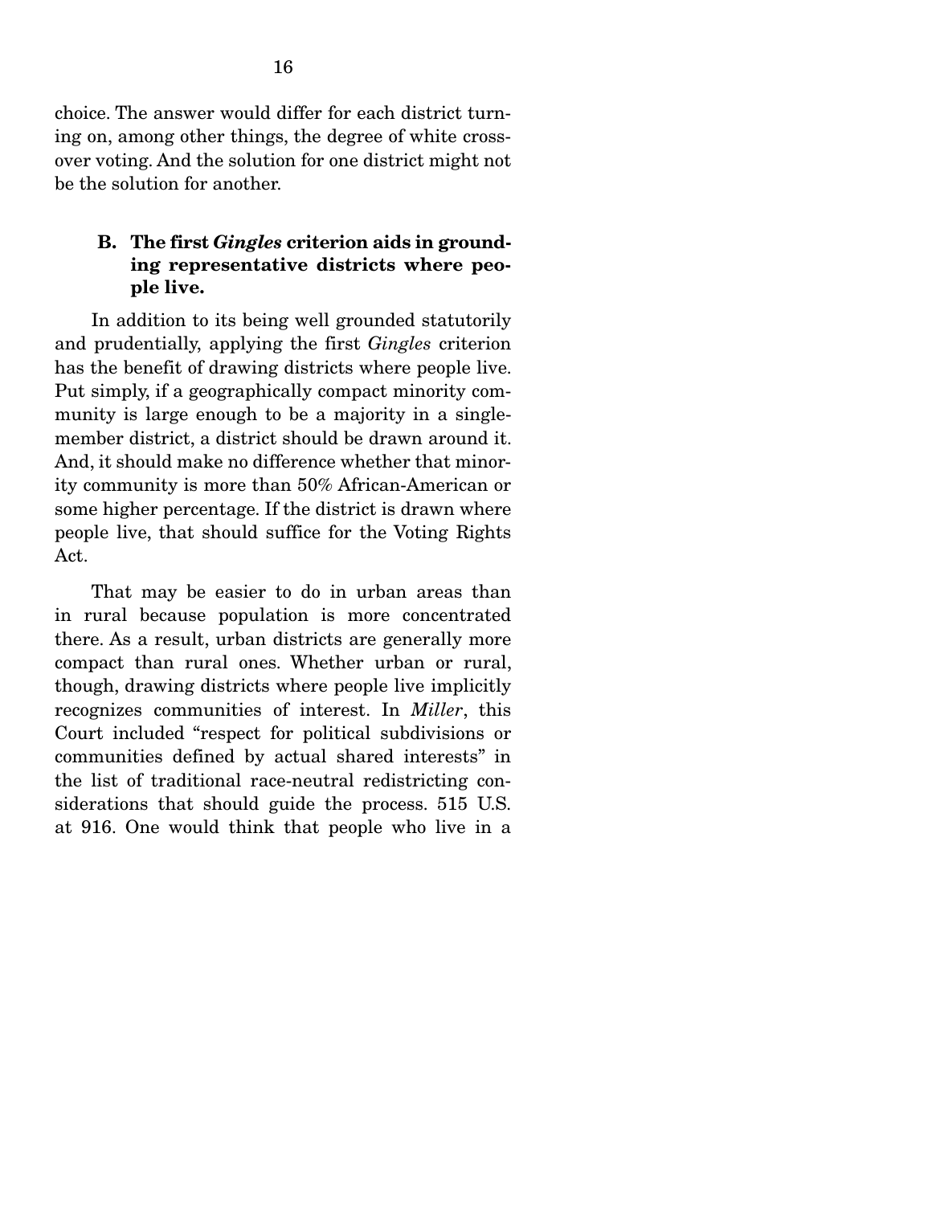choice. The answer would differ for each district turning on, among other things, the degree of white crossover voting. And the solution for one district might not be the solution for another.

### B. The first *Gingles* criterion aids in grounding representative districts where people live.

In addition to its being well grounded statutorily and prudentially, applying the first *Gingles* criterion has the benefit of drawing districts where people live. Put simply, if a geographically compact minority community is large enough to be a majority in a single-member district, a district should be drawn around it. And, it should make no difference whether that minority community is more than 50% African-American or some higher percentage. If the district is drawn where people live, that should suffice for the Voting Rights Act.

That may be easier to do in urban areas than in rural because population is more concentrated there. As a result, urban districts are generally more compact than rural ones. Whether urban or rural, though, drawing districts where people live implicitly recognizes communities of interest. In *Miller*, this Court included "respect for political subdivisions or communities defined by actual shared interests" in the list of traditional race-neutral redistricting considerations that should guide the process. 515 U.S. at 916. One would think that people who live in a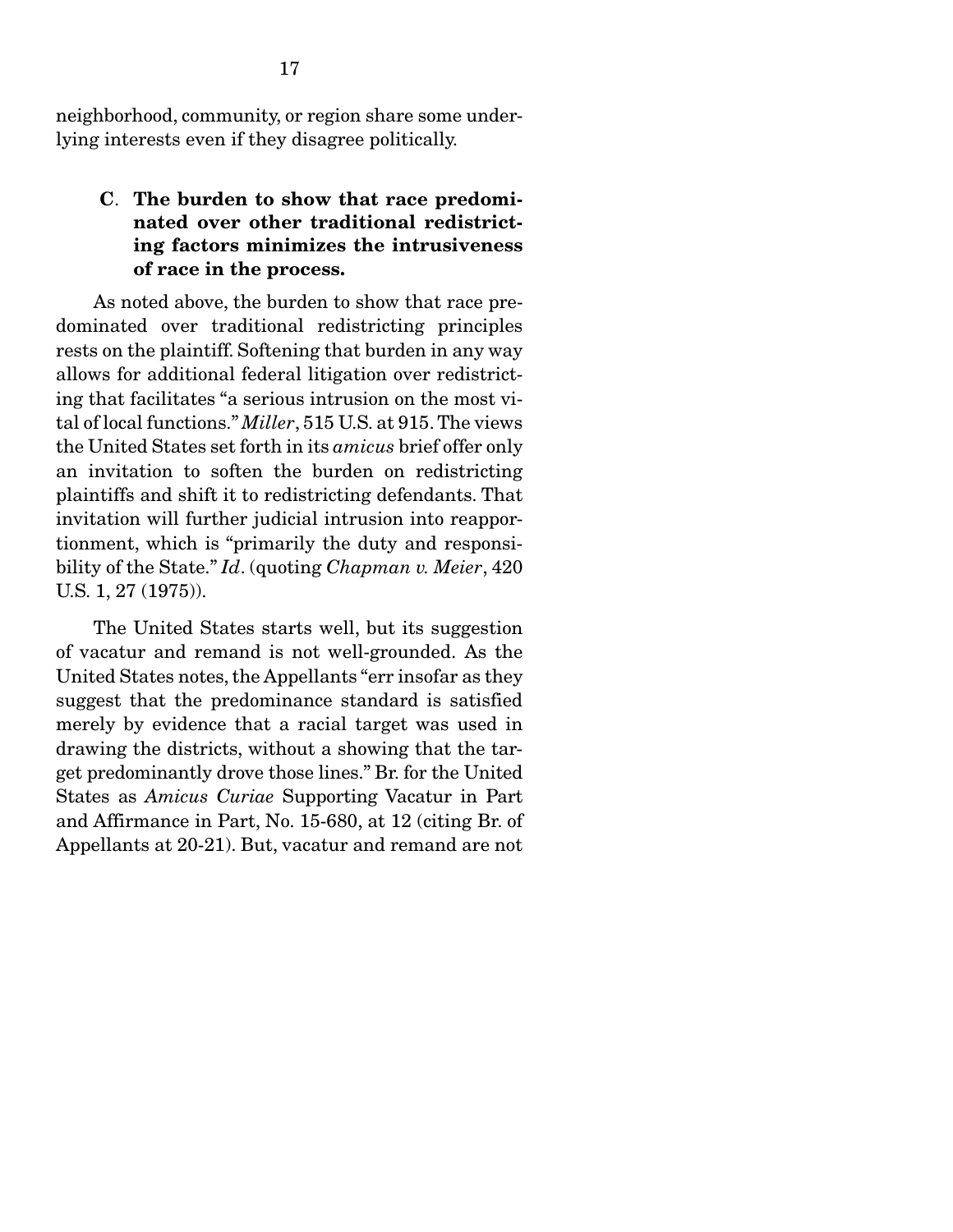neighborhood, community, or region share some underlying interests even if they disagree politically.

### C. The burden to show that race predominated over other traditional redistricting factors minimizes the intrusiveness of race in the process.

As noted above, the burden to show that race predominated over traditional redistricting principles rests on the plaintiff. Softening that burden in any way allows for additional federal litigation over redistricting that facilitates "a serious intrusion on the most vital of local functions." *Miller*, 515 U.S. at 915. The views the United States set forth in its *amicus* brief offer only an invitation to soften the burden on redistricting plaintiffs and shift it to redistricting defendants. That invitation will further judicial intrusion into reapportionment, which is "primarily the duty and responsibility of the State." *Id*. (quoting *Chapman v. Meier*, 420 U.S. 1, 27 (1975)).

The United States starts well, but its suggestion of vacatur and remand is not well-grounded. As the United States notes, the Appellants "err insofar as they suggest that the predominance standard is satisfied merely by evidence that a racial target was used in drawing the districts, without a showing that the target predominantly drove those lines." Br. for the United States as *Amicus Curiae* Supporting Vacatur in Part and Affirmance in Part, No. 15-680, at 12 (citing Br. of Appellants at 20-21). But, vacatur and remand are not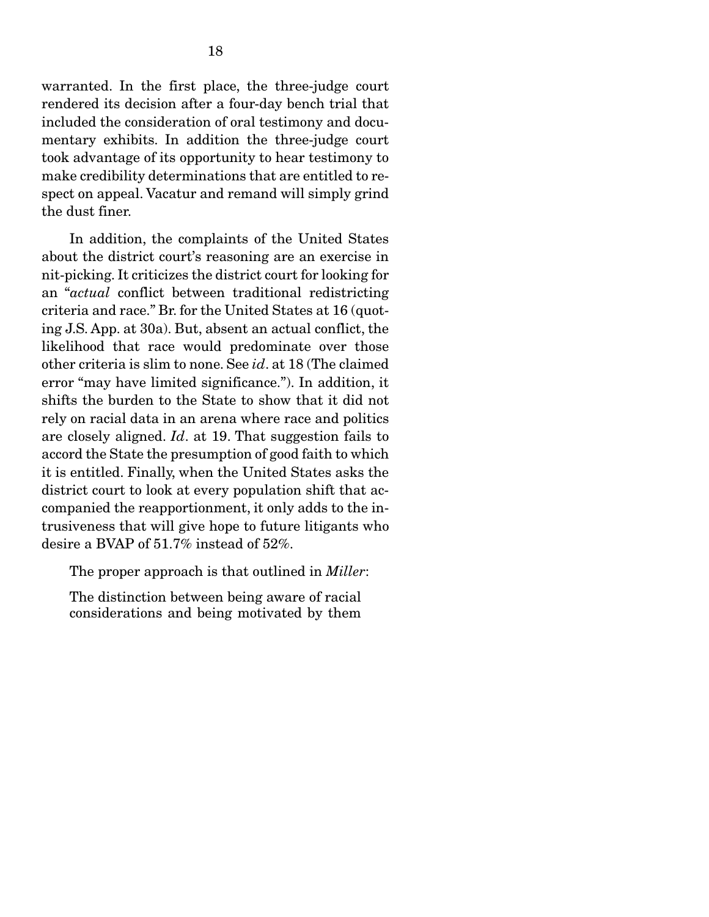warranted. In the first place, the three-judge court rendered its decision after a four-day bench trial that included the consideration of oral testimony and documentary exhibits. In addition the three-judge court took advantage of its opportunity to hear testimony to make credibility determinations that are entitled to respect on appeal. Vacatur and remand will simply grind the dust finer.

In addition, the complaints of the United States about the district court's reasoning are an exercise in nit-picking. It criticizes the district court for looking for an "*actual* conflict between traditional redistricting criteria and race." Br. for the United States at 16 (quoting J.S. App. at 30a). But, absent an actual conflict, the likelihood that race would predominate over those other criteria is slim to none. See *id*. at 18 (The claimed error "may have limited significance."). In addition, it shifts the burden to the State to show that it did not rely on racial data in an arena where race and politics are closely aligned. *Id*. at 19. That suggestion fails to accord the State the presumption of good faith to which it is entitled. Finally, when the United States asks the district court to look at every population shift that accompanied the reapportionment, it only adds to the intrusiveness that will give hope to future litigants who desire a BVAP of 51.7% instead of 52%.

The proper approach is that outlined in *Miller*:

> The distinction between being aware of racial considerations and being motivated by them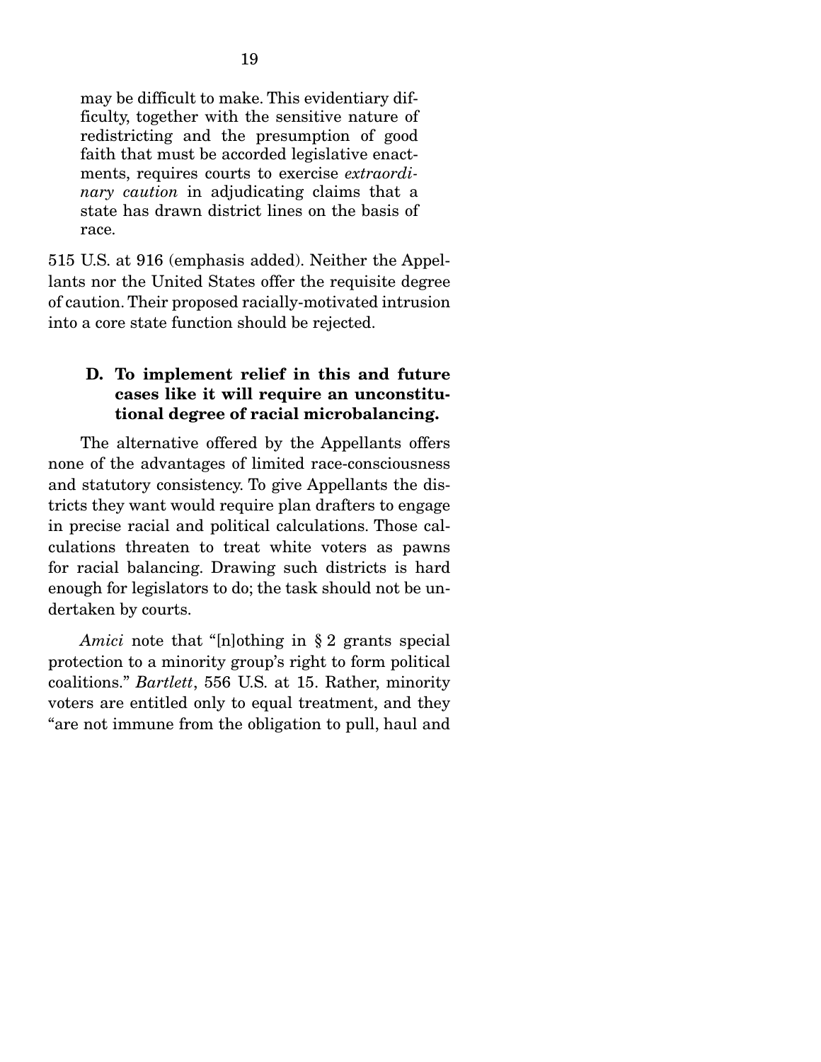> may be difficult to make. This evidentiary difficulty, together with the sensitive nature of redistricting and the presumption of good faith that must be accorded legislative enactments, requires courts to exercise *extraordinary caution* in adjudicating claims that a state has drawn district lines on the basis of race.

515 U.S. at 916 (emphasis added). Neither the Appellants nor the United States offer the requisite degree of caution. Their proposed racially-motivated intrusion into a core state function should be rejected.

### D. To implement relief in this and future cases like it will require an unconstitutional degree of racial microbalancing.

The alternative offered by the Appellants offers none of the advantages of limited race-consciousness and statutory consistency. To give Appellants the districts they want would require plan drafters to engage in precise racial and political calculations. Those calculations threaten to treat white voters as pawns for racial balancing. Drawing such districts is hard enough for legislators to do; the task should not be undertaken by courts.

*Amici* note that "[n]othing in § 2 grants special protection to a minority group's right to form political coalitions." *Bartlett*, 556 U.S. at 15. Rather, minority voters are entitled only to equal treatment, and they "are not immune from the obligation to pull, haul and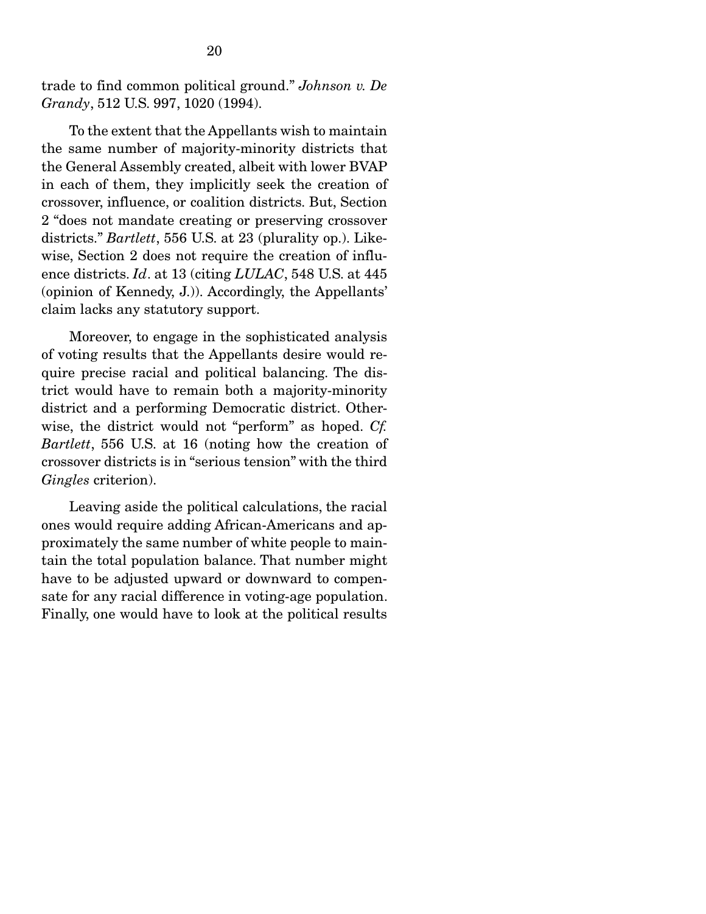trade to find common political ground." *Johnson v. De Grandy*, 512 U.S. 997, 1020 (1994).

To the extent that the Appellants wish to maintain the same number of majority-minority districts that the General Assembly created, albeit with lower BVAP in each of them, they implicitly seek the creation of crossover, influence, or coalition districts. But, Section 2 "does not mandate creating or preserving crossover districts." *Bartlett*, 556 U.S. at 23 (plurality op.). Likewise, Section 2 does not require the creation of influence districts. *Id*. at 13 (citing *LULAC*, 548 U.S. at 445 (opinion of Kennedy, J.)). Accordingly, the Appellants' claim lacks any statutory support.

Moreover, to engage in the sophisticated analysis of voting results that the Appellants desire would require precise racial and political balancing. The district would have to remain both a majority-minority district and a performing Democratic district. Otherwise, the district would not "perform" as hoped. *Cf. Bartlett*, 556 U.S. at 16 (noting how the creation of crossover districts is in "serious tension" with the third *Gingles* criterion).

Leaving aside the political calculations, the racial ones would require adding African-Americans and approximately the same number of white people to maintain the total population balance. That number might have to be adjusted upward or downward to compensate for any racial difference in voting-age population. Finally, one would have to look at the political results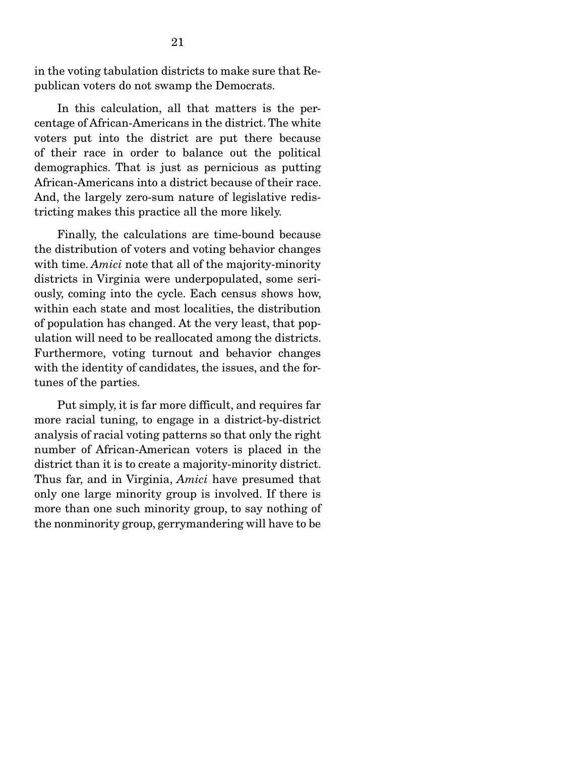in the voting tabulation districts to make sure that Republican voters do not swamp the Democrats.

In this calculation, all that matters is the percentage of African-Americans in the district. The white voters put into the district are put there because of their race in order to balance out the political demographics. That is just as pernicious as putting African-Americans into a district because of their race. And, the largely zero-sum nature of legislative redistricting makes this practice all the more likely.

Finally, the calculations are time-bound because the distribution of voters and voting behavior changes with time. *Amici* note that all of the majority-minority districts in Virginia were underpopulated, some seriously, coming into the cycle. Each census shows how, within each state and most localities, the distribution of population has changed. At the very least, that population will need to be reallocated among the districts. Furthermore, voting turnout and behavior changes with the identity of candidates, the issues, and the fortunes of the parties.

Put simply, it is far more difficult, and requires far more racial tuning, to engage in a district-by-district analysis of racial voting patterns so that only the right number of African-American voters is placed in the district than it is to create a majority-minority district. Thus far, and in Virginia, *Amici* have presumed that only one large minority group is involved. If there is more than one such minority group, to say nothing of the nonminority group, gerrymandering will have to be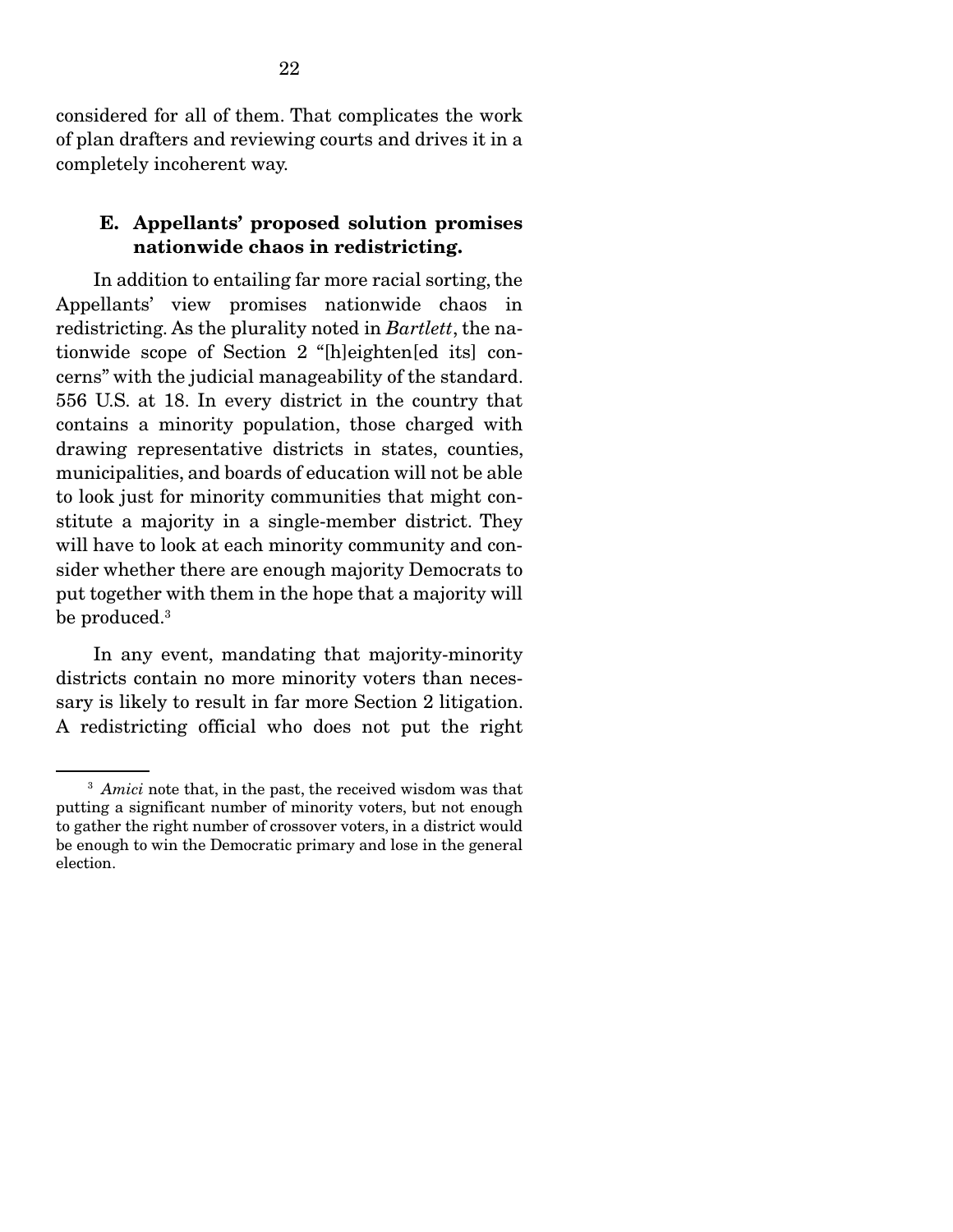considered for all of them. That complicates the work of plan drafters and reviewing courts and drives it in a completely incoherent way.

### E. Appellants' proposed solution promises nationwide chaos in redistricting.

In addition to entailing far more racial sorting, the Appellants' view promises nationwide chaos in redistricting. As the plurality noted in *Bartlett*, the nationwide scope of Section 2 "[h]eighten[ed its] concerns" with the judicial manageability of the standard. 556 U.S. at 18. In every district in the country that contains a minority population, those charged with drawing representative districts in states, counties, municipalities, and boards of education will not be able to look just for minority communities that might constitute a majority in a single-member district. They will have to look at each minority community and consider whether there are enough majority Democrats to put together with them in the hope that a majority will be produced.[3]

In any event, mandating that majority-minority districts contain no more minority voters than necessary is likely to result in far more Section 2 litigation. A redistricting official who does not put the right

---

[3] *Amici* note that, in the past, the received wisdom was that putting a significant number of minority voters, but not enough to gather the right number of crossover voters, in a district would be enough to win the Democratic primary and lose in the general election.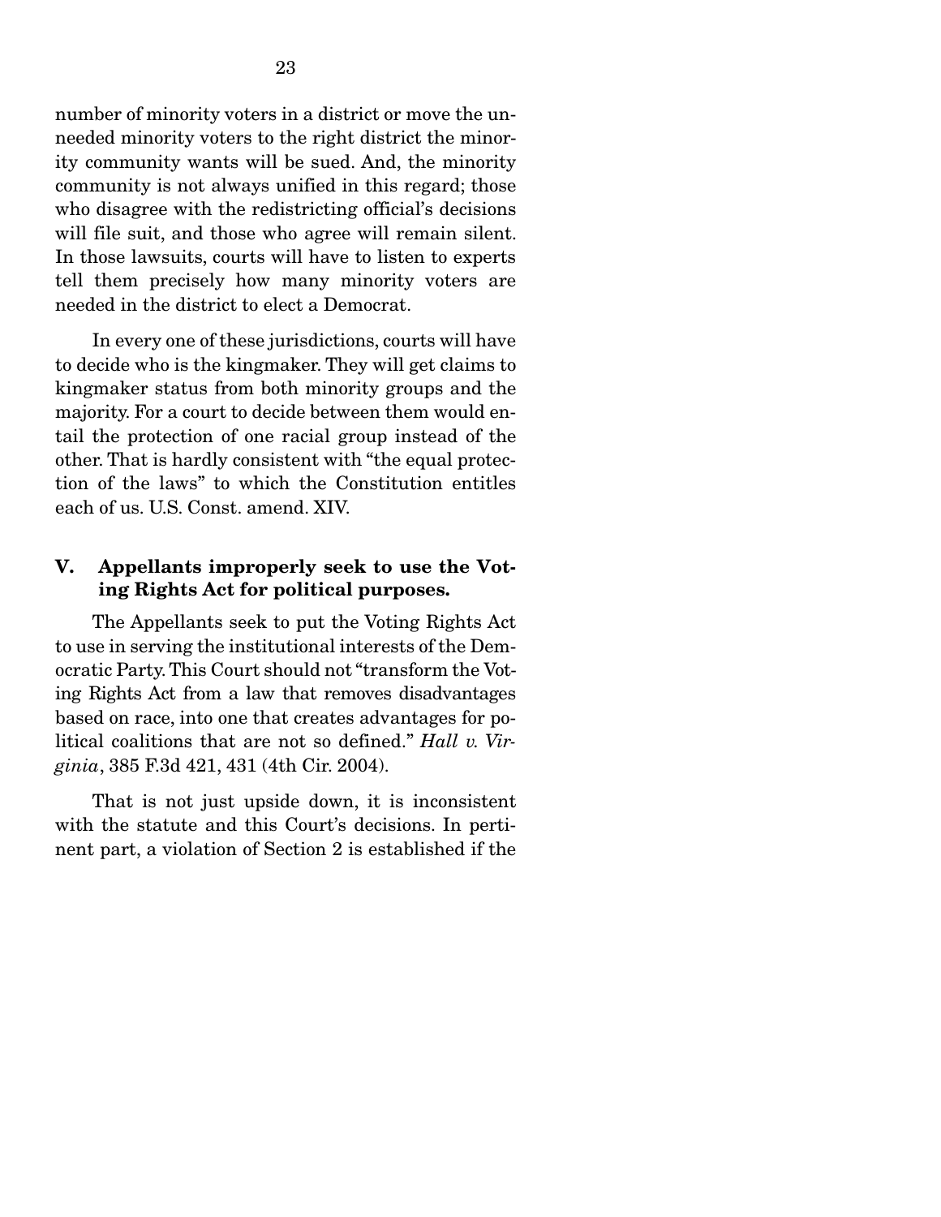number of minority voters in a district or move the unneeded minority voters to the right district the minority community wants will be sued. And, the minority community is not always unified in this regard; those who disagree with the redistricting official's decisions will file suit, and those who agree will remain silent. In those lawsuits, courts will have to listen to experts tell them precisely how many minority voters are needed in the district to elect a Democrat.

In every one of these jurisdictions, courts will have to decide who is the kingmaker. They will get claims to kingmaker status from both minority groups and the majority. For a court to decide between them would entail the protection of one racial group instead of the other. That is hardly consistent with "the equal protection of the laws" to which the Constitution entitles each of us. U.S. Const. amend. XIV.

## V. Appellants improperly seek to use the Voting Rights Act for political purposes.

The Appellants seek to put the Voting Rights Act to use in serving the institutional interests of the Democratic Party. This Court should not "transform the Voting Rights Act from a law that removes disadvantages based on race, into one that creates advantages for political coalitions that are not so defined." *Hall v. Virginia*, 385 F.3d 421, 431 (4th Cir. 2004).

That is not just upside down, it is inconsistent with the statute and this Court's decisions. In pertinent part, a violation of Section 2 is established if the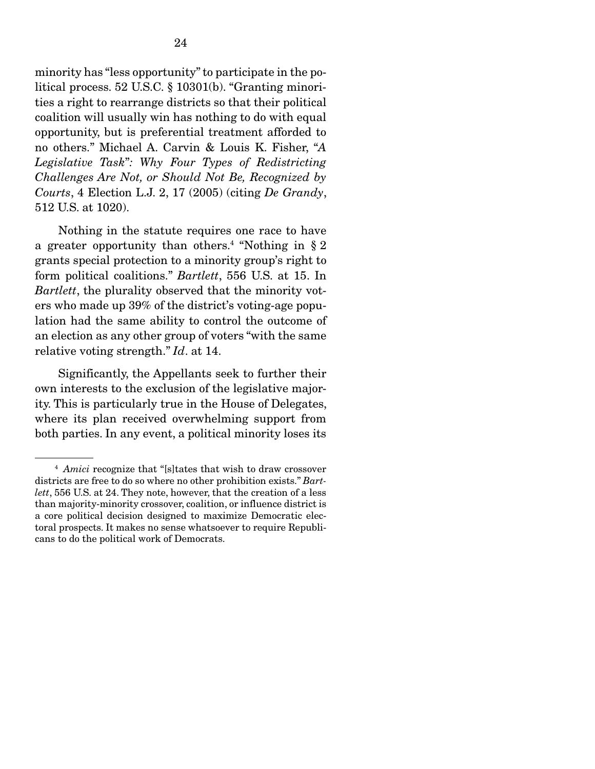minority has "less opportunity" to participate in the political process. 52 U.S.C. § 10301(b). "Granting minorities a right to rearrange districts so that their political coalition will usually win has nothing to do with equal opportunity, but is preferential treatment afforded to no others." Michael A. Carvin & Louis K. Fisher, "*A Legislative Task*"*: Why Four Types of Redistricting Challenges Are Not, or Should Not Be, Recognized by Courts*, 4 Election L.J. 2, 17 (2005) (citing *De Grandy*, 512 U.S. at 1020).

Nothing in the statute requires one race to have a greater opportunity than others.[4] "Nothing in § 2 grants special protection to a minority group's right to form political coalitions." *Bartlett*, 556 U.S. at 15. In *Bartlett*, the plurality observed that the minority voters who made up 39% of the district's voting-age population had the same ability to control the outcome of an election as any other group of voters "with the same relative voting strength." *Id*. at 14.

Significantly, the Appellants seek to further their own interests to the exclusion of the legislative majority. This is particularly true in the House of Delegates, where its plan received overwhelming support from both parties. In any event, a political minority loses its

[4] *Amici* recognize that "[s]tates that wish to draw crossover districts are free to do so where no other prohibition exists." *Bartlett*, 556 U.S. at 24. They note, however, that the creation of a less than majority-minority crossover, coalition, or influence district is a core political decision designed to maximize Democratic electoral prospects. It makes no sense whatsoever to require Republicans to do the political work of Democrats.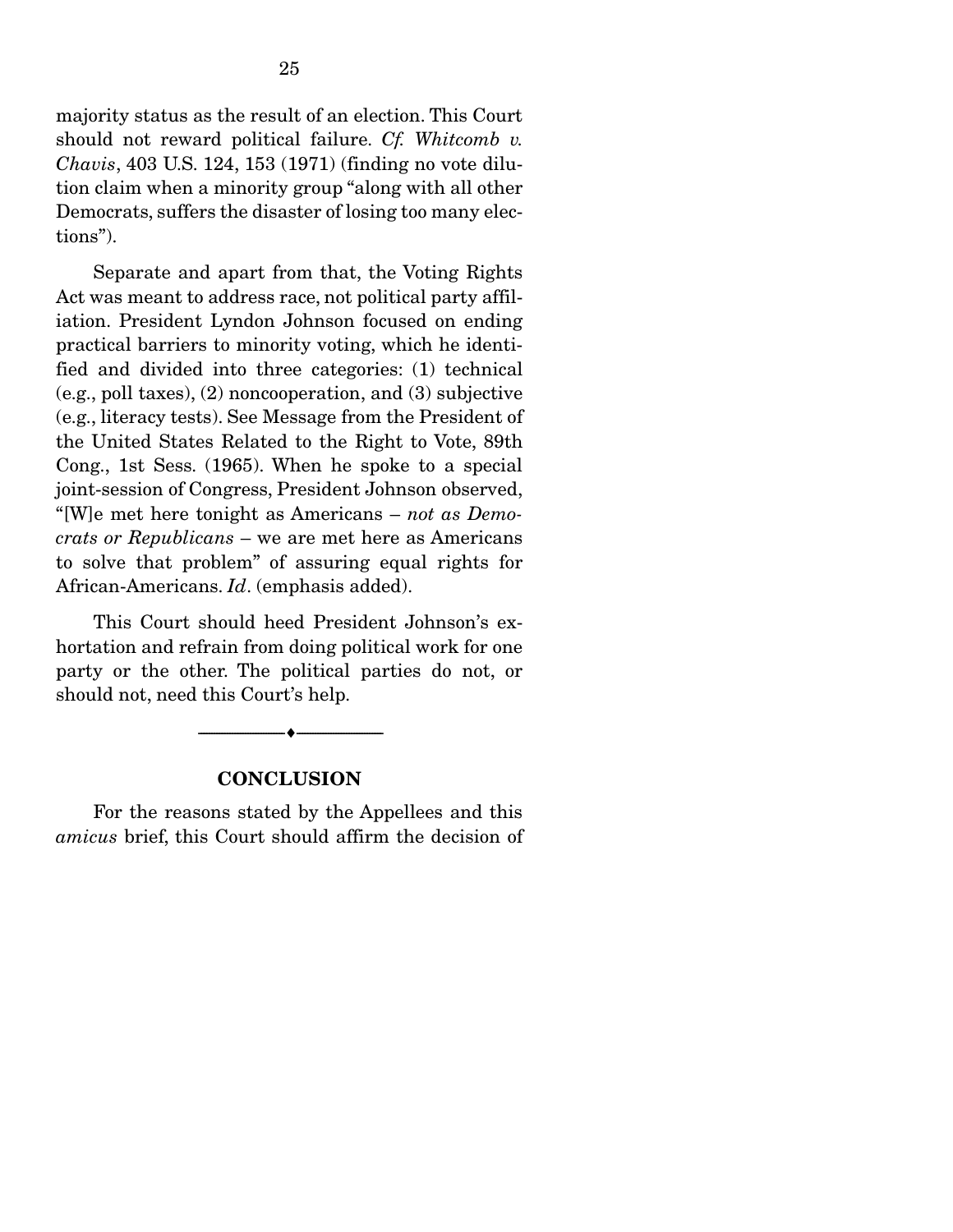majority status as the result of an election. This Court should not reward political failure. *Cf. Whitcomb v. Chavis*, 403 U.S. 124, 153 (1971) (finding no vote dilution claim when a minority group "along with all other Democrats, suffers the disaster of losing too many elections").

Separate and apart from that, the Voting Rights Act was meant to address race, not political party affiliation. President Lyndon Johnson focused on ending practical barriers to minority voting, which he identified and divided into three categories: (1) technical (e.g., poll taxes), (2) noncooperation, and (3) subjective (e.g., literacy tests). See Message from the President of the United States Related to the Right to Vote, 89th Cong., 1st Sess. (1965). When he spoke to a special joint-session of Congress, President Johnson observed, "[W]e met here tonight as Americans – *not as Democrats or Republicans* – we are met here as Americans to solve that problem" of assuring equal rights for African-Americans. *Id*. (emphasis added).

This Court should heed President Johnson's exhortation and refrain from doing political work for one party or the other. The political parties do not, or should not, need this Court's help.

---

## CONCLUSION

For the reasons stated by the Appellees and this *amicus* brief, this Court should affirm the decision of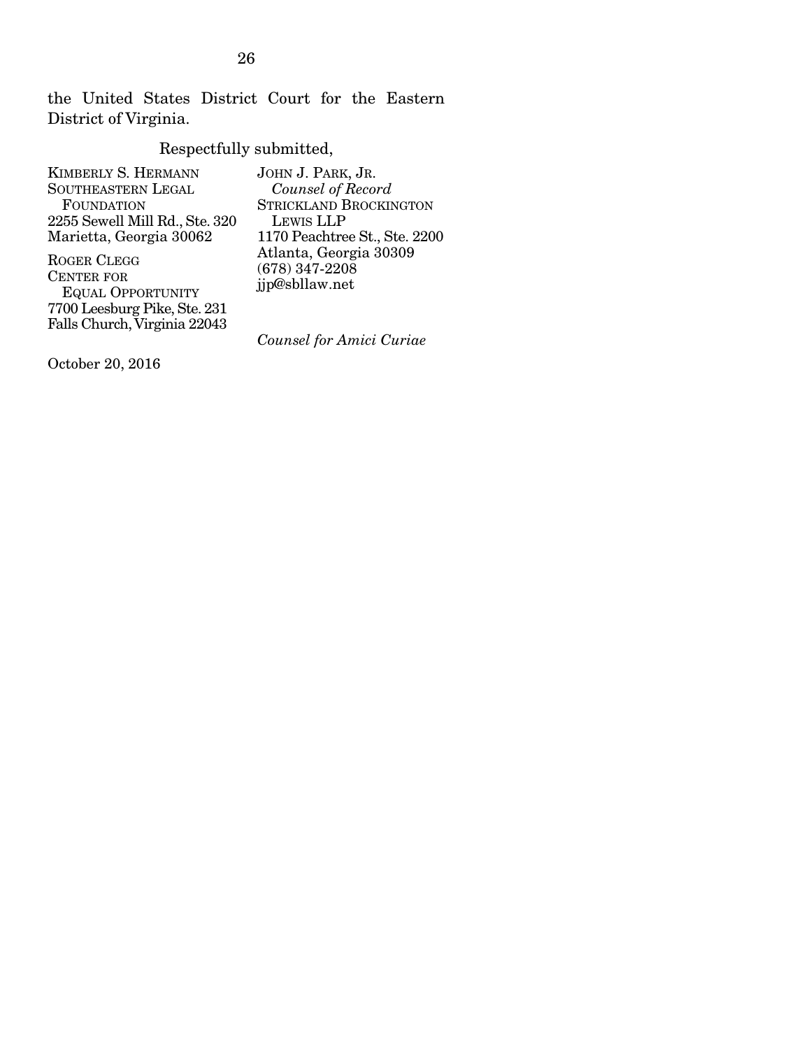the United States District Court for the Eastern District of Virginia.

Respectfully submitted,

KIMBERLY S. HERMANN
SOUTHEASTERN LEGAL FOUNDATION
2255 Sewell Mill Rd., Ste. 320
Marietta, Georgia 30062

ROGER CLEGG
CENTER FOR EQUAL OPPORTUNITY
7700 Leesburg Pike, Ste. 231
Falls Church, Virginia 22043

JOHN J. PARK, JR.
*Counsel of Record*
STRICKLAND BROCKINGTON LEWIS LLP
1170 Peachtree St., Ste. 2200
Atlanta, Georgia 30309
(678) 347-2208
jjp@sbllaw.net

*Counsel for Amici Curiae*

October 20, 2016